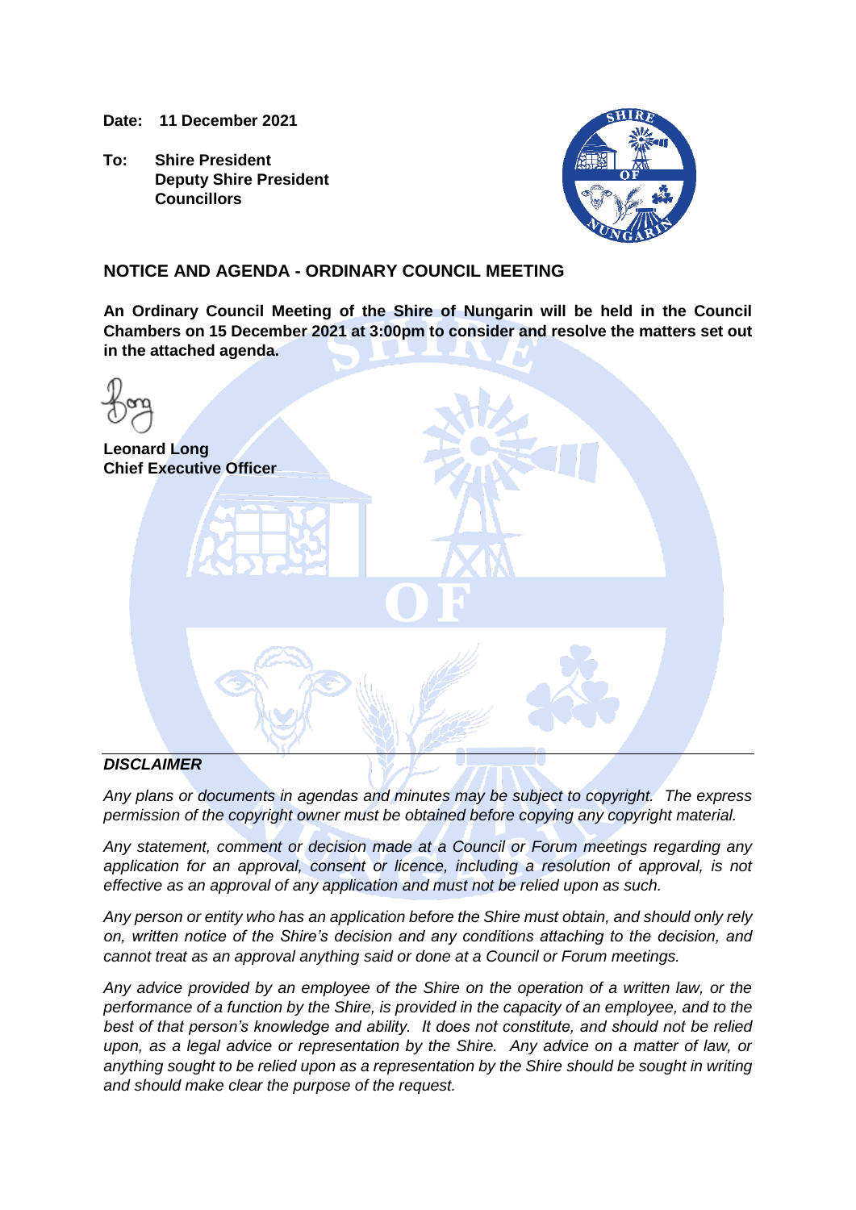**Date: 11 December 2021**

**To: Shire President**
**Deputy Shire President**
**Councillors**

## NOTICE AND AGENDA - ORDINARY COUNCIL MEETING

**An Ordinary Council Meeting of the Shire of Nungarin will be held in the Council Chambers on 15 December 2021 at 3:00pm to consider and resolve the matters set out in the attached agenda.**

**Leonard Long**
**Chief Executive Officer**

***DISCLAIMER***

*Any plans or documents in agendas and minutes may be subject to copyright. The express permission of the copyright owner must be obtained before copying any copyright material.*

*Any statement, comment or decision made at a Council or Forum meetings regarding any application for an approval, consent or licence, including a resolution of approval, is not effective as an approval of any application and must not be relied upon as such.*

*Any person or entity who has an application before the Shire must obtain, and should only rely on, written notice of the Shire's decision and any conditions attaching to the decision, and cannot treat as an approval anything said or done at a Council or Forum meetings.*

*Any advice provided by an employee of the Shire on the operation of a written law, or the performance of a function by the Shire, is provided in the capacity of an employee, and to the best of that person's knowledge and ability. It does not constitute, and should not be relied upon, as a legal advice or representation by the Shire. Any advice on a matter of law, or anything sought to be relied upon as a representation by the Shire should be sought in writing and should make clear the purpose of the request.*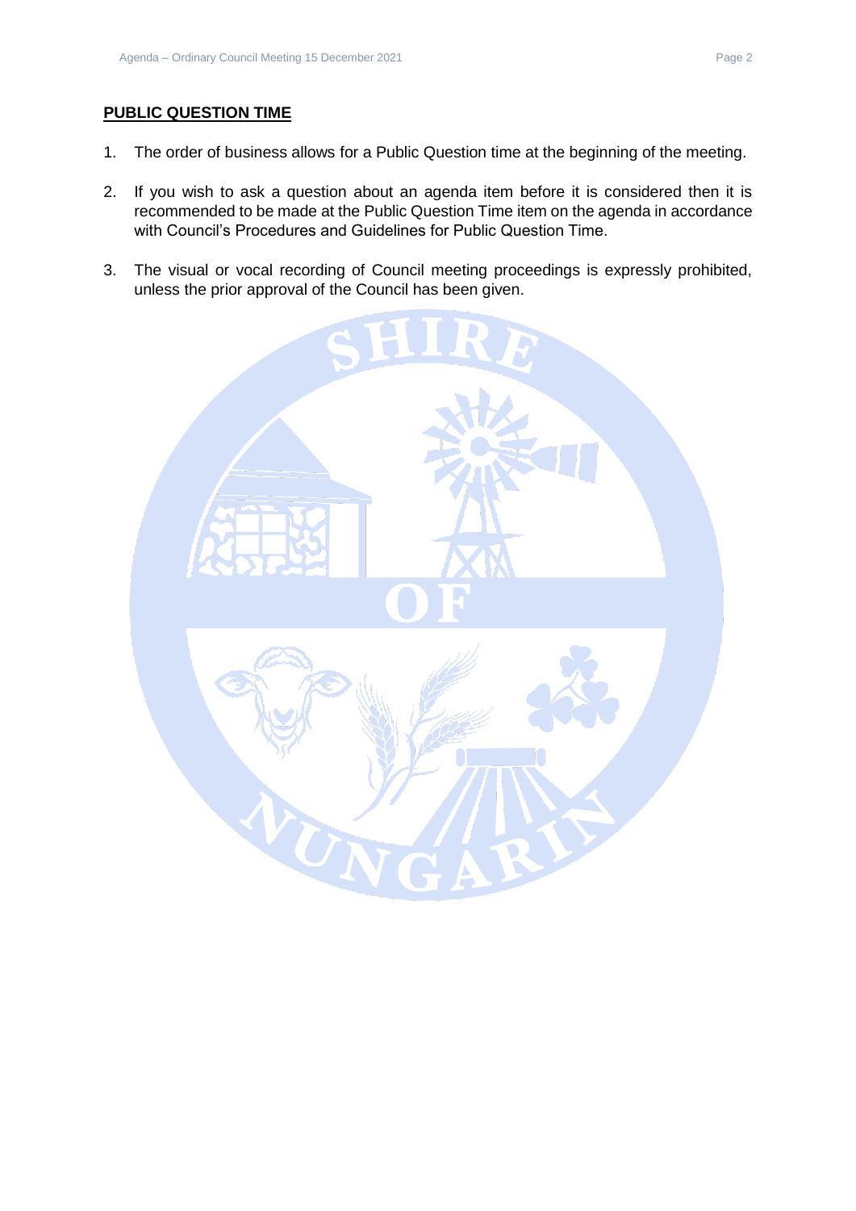**PUBLIC QUESTION TIME**

1. The order of business allows for a Public Question time at the beginning of the meeting.

2. If you wish to ask a question about an agenda item before it is considered then it is recommended to be made at the Public Question Time item on the agenda in accordance with Council's Procedures and Guidelines for Public Question Time.

3. The visual or vocal recording of Council meeting proceedings is expressly prohibited, unless the prior approval of the Council has been given.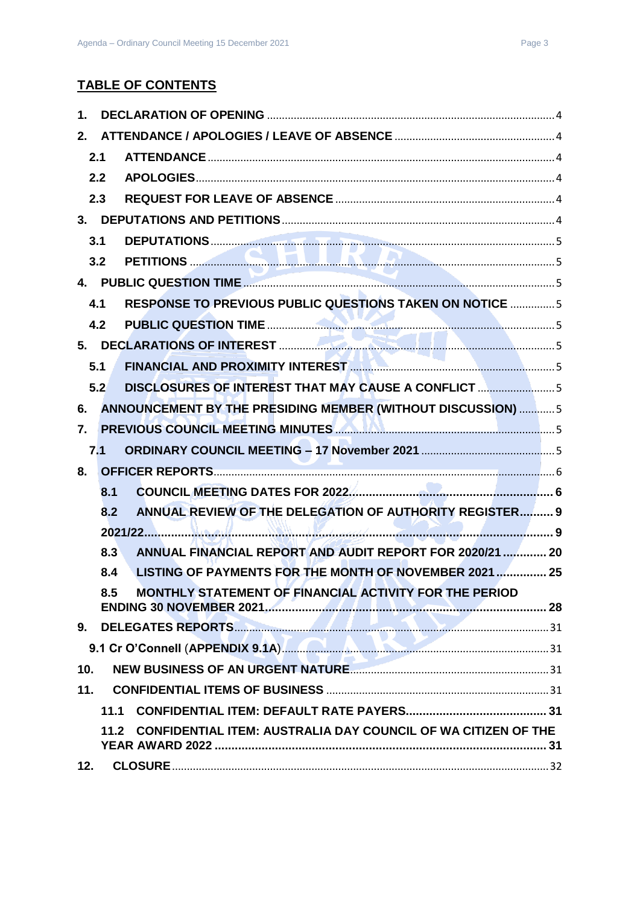## TABLE OF CONTENTS

1. DECLARATION OF OPENING ........................................ 4
2. ATTENDANCE / APOLOGIES / LEAVE OF ABSENCE ........................................ 4
   - 2.1 ATTENDANCE ........................................ 4
   - 2.2 APOLOGIES ........................................ 4
   - 2.3 REQUEST FOR LEAVE OF ABSENCE ........................................ 4
3. DEPUTATIONS AND PETITIONS ........................................ 4
   - 3.1 DEPUTATIONS ........................................ 5
   - 3.2 PETITIONS ........................................ 5
4. PUBLIC QUESTION TIME ........................................ 5
   - 4.1 RESPONSE TO PREVIOUS PUBLIC QUESTIONS TAKEN ON NOTICE ........................................ 5
   - 4.2 PUBLIC QUESTION TIME ........................................ 5
5. DECLARATIONS OF INTEREST ........................................ 5
   - 5.1 FINANCIAL AND PROXIMITY INTEREST ........................................ 5
   - 5.2 DISCLOSURES OF INTEREST THAT MAY CAUSE A CONFLICT ........................................ 5
6. ANNOUNCEMENT BY THE PRESIDING MEMBER (WITHOUT DISCUSSION) ........................................ 5
7. PREVIOUS COUNCIL MEETING MINUTES ........................................ 5
   - 7.1 ORDINARY COUNCIL MEETING – 17 November 2021 ........................................ 5
8. OFFICER REPORTS ........................................ 6
   - 8.1 COUNCIL MEETING DATES FOR 2022 ........................................ 6
   - 8.2 ANNUAL REVIEW OF THE DELEGATION OF AUTHORITY REGISTER ........................................ 9
     2021/22 ........................................ 9
   - 8.3 ANNUAL FINANCIAL REPORT AND AUDIT REPORT FOR 2020/21 ........................................ 20
   - 8.4 LISTING OF PAYMENTS FOR THE MONTH OF NOVEMBER 2021 ........................................ 25
   - 8.5 MONTHLY STATEMENT OF FINANCIAL ACTIVITY FOR THE PERIOD ENDING 30 NOVEMBER 2021 ........................................ 28
9. DELEGATES REPORTS ........................................ 31
   - 9.1 Cr O'Connell (APPENDIX 9.1A) ........................................ 31
10. NEW BUSINESS OF AN URGENT NATURE ........................................ 31
11. CONFIDENTIAL ITEMS OF BUSINESS ........................................ 31
    - 11.1 CONFIDENTIAL ITEM: DEFAULT RATE PAYERS ........................................ 31
    - 11.2 CONFIDENTIAL ITEM: AUSTRALIA DAY COUNCIL OF WA CITIZEN OF THE YEAR AWARD 2022 ........................................ 31
12. CLOSURE ........................................ 32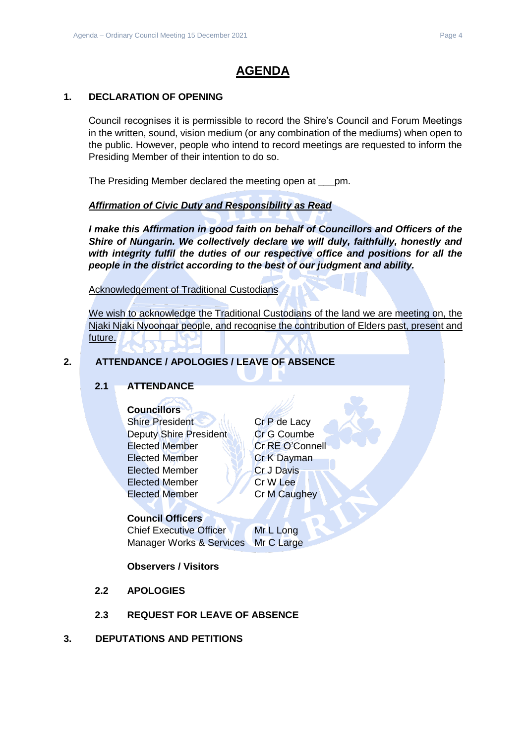# AGENDA

## 1. DECLARATION OF OPENING

Council recognises it is permissible to record the Shire's Council and Forum Meetings in the written, sound, vision medium (or any combination of the mediums) when open to the public. However, people who intend to record meetings are requested to inform the Presiding Member of their intention to do so.

The Presiding Member declared the meeting open at ___pm.

***Affirmation of Civic Duty and Responsibility as Read***

***I make this Affirmation in good faith on behalf of Councillors and Officers of the Shire of Nungarin. We collectively declare we will duly, faithfully, honestly and with integrity fulfil the duties of our respective office and positions for all the people in the district according to the best of our judgment and ability.***

Acknowledgement of Traditional Custodians

We wish to acknowledge the Traditional Custodians of the land we are meeting on, the Njaki Njaki Nyoongar people, and recognise the contribution of Elders past, present and future.

## 2. ATTENDANCE / APOLOGIES / LEAVE OF ABSENCE

### 2.1 ATTENDANCE

**Councillors**

| | |
|---|---|
| Shire President | Cr P de Lacy |
| Deputy Shire President | Cr G Coumbe |
| Elected Member | Cr RE O'Connell |
| Elected Member | Cr K Dayman |
| Elected Member | Cr J Davis |
| Elected Member | Cr W Lee |
| Elected Member | Cr M Caughey |

**Council Officers**

| | |
|---|---|
| Chief Executive Officer | Mr L Long |
| Manager Works & Services | Mr C Large |

**Observers / Visitors**

### 2.2 APOLOGIES

### 2.3 REQUEST FOR LEAVE OF ABSENCE

## 3. DEPUTATIONS AND PETITIONS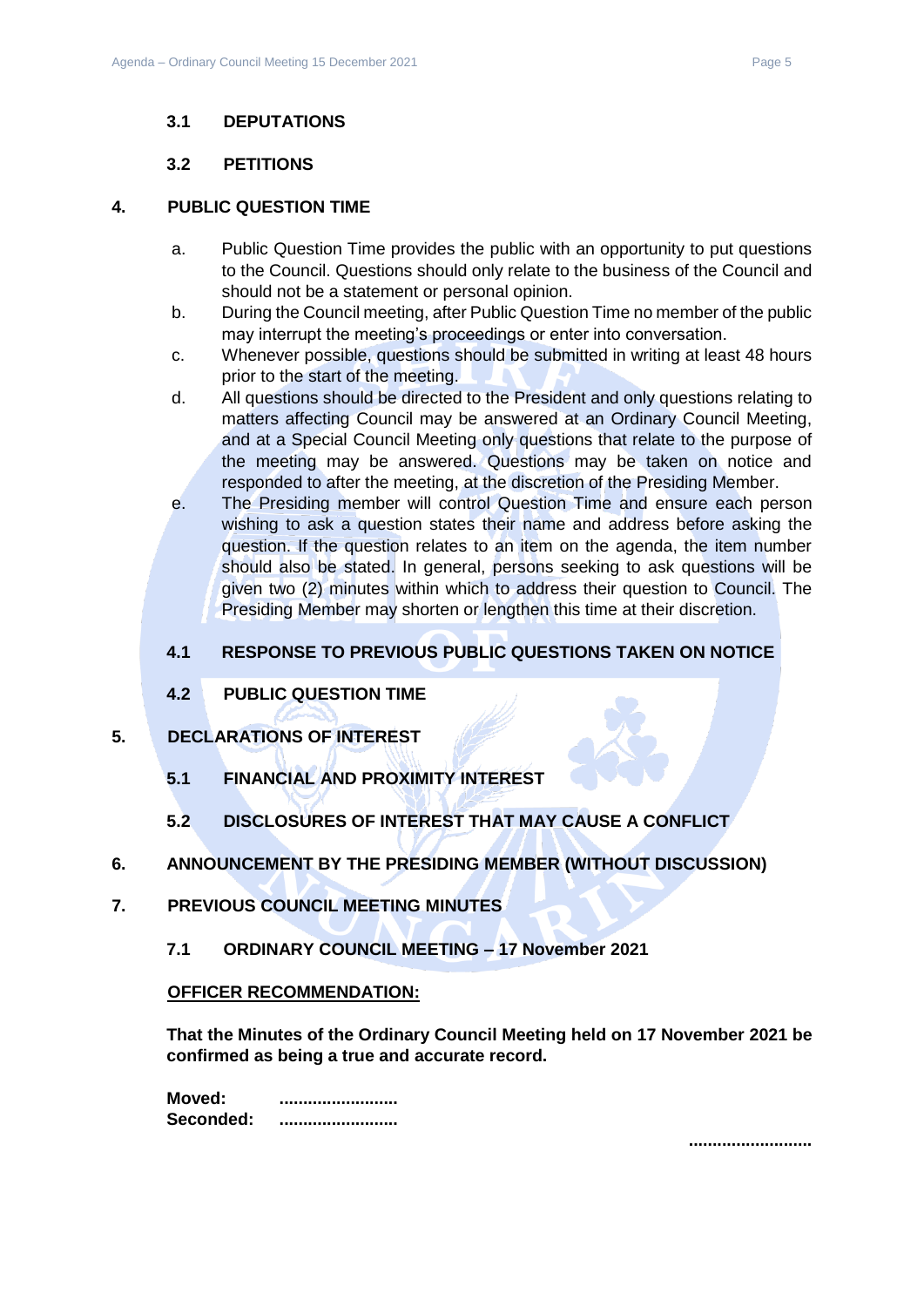### 3.1 DEPUTATIONS

### 3.2 PETITIONS

## 4. PUBLIC QUESTION TIME

a. Public Question Time provides the public with an opportunity to put questions to the Council. Questions should only relate to the business of the Council and should not be a statement or personal opinion.

b. During the Council meeting, after Public Question Time no member of the public may interrupt the meeting's proceedings or enter into conversation.

c. Whenever possible, questions should be submitted in writing at least 48 hours prior to the start of the meeting.

d. All questions should be directed to the President and only questions relating to matters affecting Council may be answered at an Ordinary Council Meeting, and at a Special Council Meeting only questions that relate to the purpose of the meeting may be answered. Questions may be taken on notice and responded to after the meeting, at the discretion of the Presiding Member.

e. The Presiding member will control Question Time and ensure each person wishing to ask a question states their name and address before asking the question. If the question relates to an item on the agenda, the item number should also be stated. In general, persons seeking to ask questions will be given two (2) minutes within which to address their question to Council. The Presiding Member may shorten or lengthen this time at their discretion.

### 4.1 RESPONSE TO PREVIOUS PUBLIC QUESTIONS TAKEN ON NOTICE

### 4.2 PUBLIC QUESTION TIME

## 5. DECLARATIONS OF INTEREST

### 5.1 FINANCIAL AND PROXIMITY INTEREST

### 5.2 DISCLOSURES OF INTEREST THAT MAY CAUSE A CONFLICT

## 6. ANNOUNCEMENT BY THE PRESIDING MEMBER (WITHOUT DISCUSSION)

## 7. PREVIOUS COUNCIL MEETING MINUTES

### 7.1 ORDINARY COUNCIL MEETING – 17 November 2021

**OFFICER RECOMMENDATION:**

**That the Minutes of the Ordinary Council Meeting held on 17 November 2021 be confirmed as being a true and accurate record.**

**Moved:** .........................
**Seconded:** .........................

..........................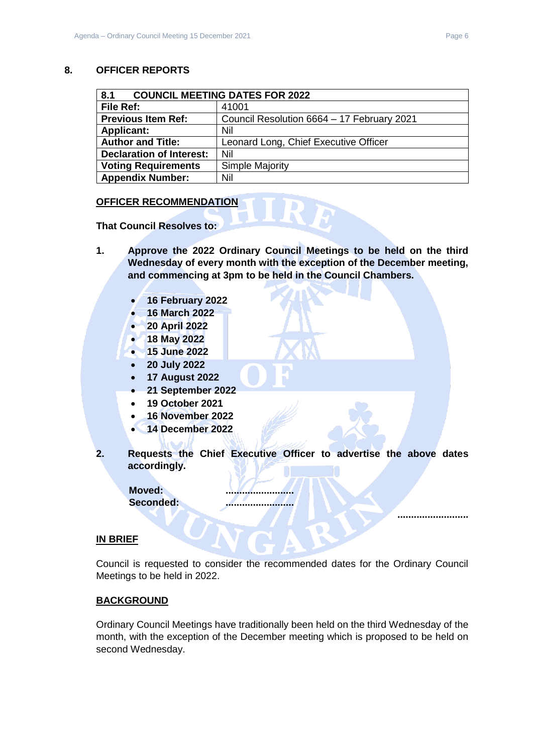## 8. OFFICER REPORTS

| 8.1 COUNCIL MEETING DATES FOR 2022 | |
|---|---|
| **File Ref:** | 41001 |
| **Previous Item Ref:** | Council Resolution 6664 – 17 February 2021 |
| **Applicant:** | Nil |
| **Author and Title:** | Leonard Long, Chief Executive Officer |
| **Declaration of Interest:** | Nil |
| **Voting Requirements** | Simple Majority |
| **Appendix Number:** | Nil |

**OFFICER RECOMMENDATION**

**That Council Resolves to:**

1. **Approve the 2022 Ordinary Council Meetings to be held on the third Wednesday of every month with the exception of the December meeting, and commencing at 3pm to be held in the Council Chambers.**

   - **16 February 2022**
   - **16 March 2022**
   - **20 April 2022**
   - **18 May 2022**
   - **15 June 2022**
   - **20 July 2022**
   - **17 August 2022**
   - **21 September 2022**
   - **19 October 2021**
   - **16 November 2022**
   - **14 December 2022**

2. **Requests the Chief Executive Officer to advertise the above dates accordingly.**

**Moved:** .........................
**Seconded:** .........................

.........................

**IN BRIEF**

Council is requested to consider the recommended dates for the Ordinary Council Meetings to be held in 2022.

**BACKGROUND**

Ordinary Council Meetings have traditionally been held on the third Wednesday of the month, with the exception of the December meeting which is proposed to be held on second Wednesday.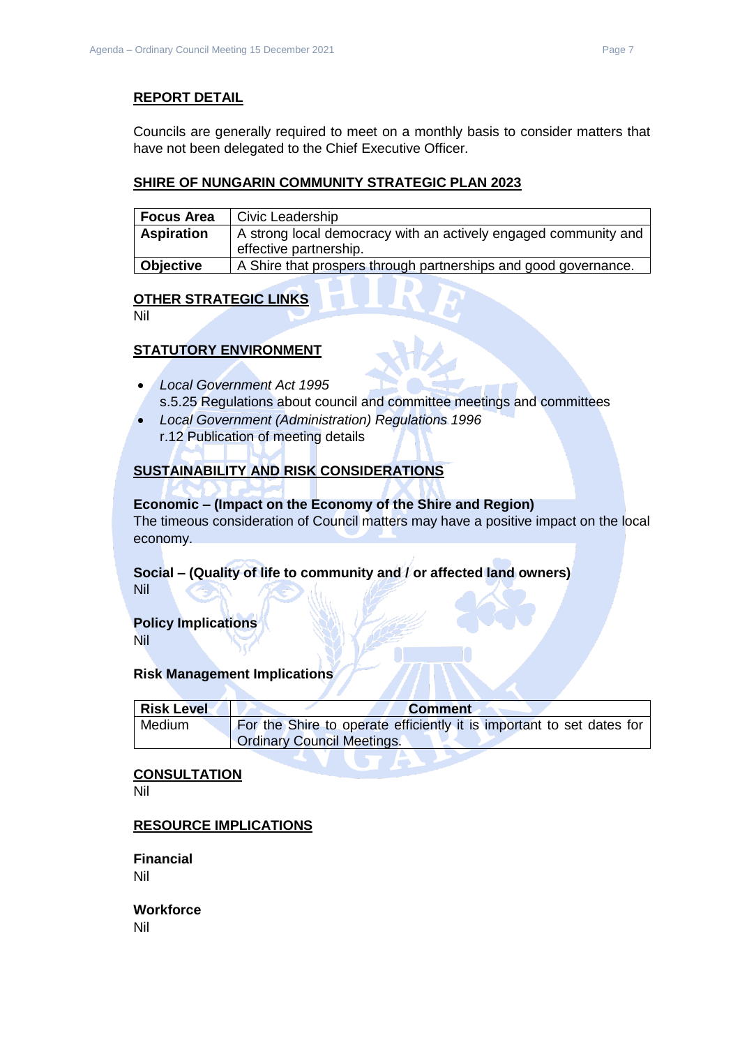## REPORT DETAIL

Councils are generally required to meet on a monthly basis to consider matters that have not been delegated to the Chief Executive Officer.

## SHIRE OF NUNGARIN COMMUNITY STRATEGIC PLAN 2023

| **Focus Area** | Civic Leadership |
|---|---|
| **Aspiration** | A strong local democracy with an actively engaged community and effective partnership. |
| **Objective** | A Shire that prospers through partnerships and good governance. |

## OTHER STRATEGIC LINKS

Nil

## STATUTORY ENVIRONMENT

- *Local Government Act 1995*
  s.5.25 Regulations about council and committee meetings and committees
- *Local Government (Administration) Regulations 1996*
  r.12 Publication of meeting details

## SUSTAINABILITY AND RISK CONSIDERATIONS

**Economic – (Impact on the Economy of the Shire and Region)**
The timeous consideration of Council matters may have a positive impact on the local economy.

**Social – (Quality of life to community and / or affected land owners)**
Nil

**Policy Implications**
Nil

**Risk Management Implications**

| Risk Level | Comment |
|---|---|
| Medium | For the Shire to operate efficiently it is important to set dates for Ordinary Council Meetings. |

## CONSULTATION

Nil

## RESOURCE IMPLICATIONS

**Financial**
Nil

**Workforce**
Nil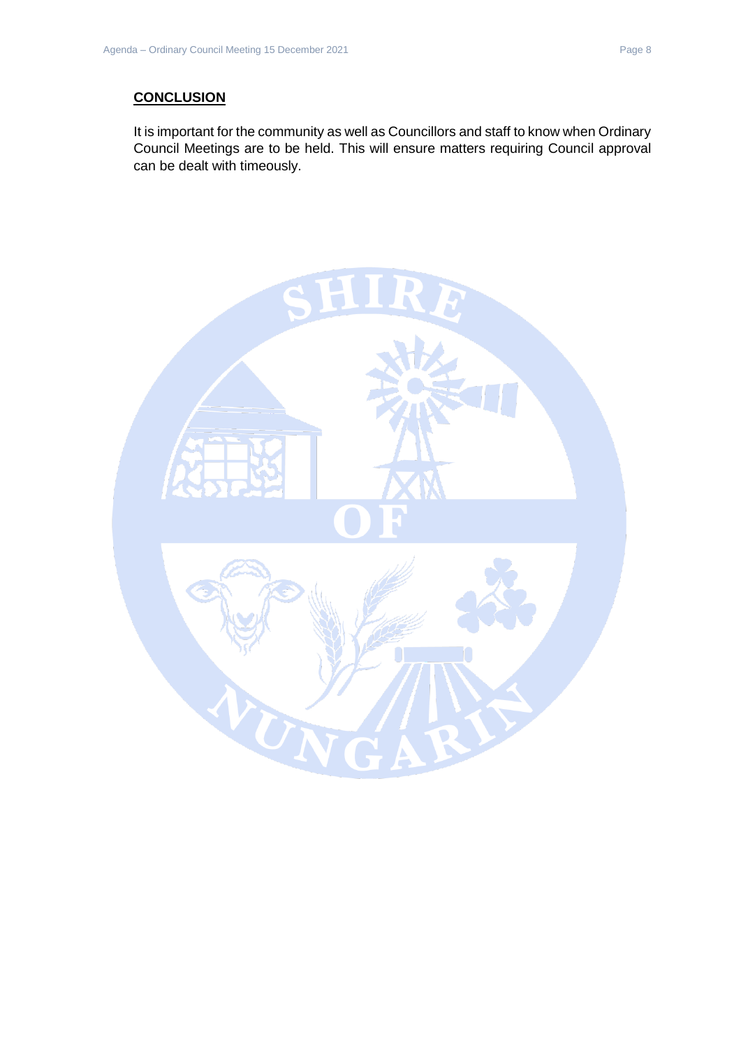## CONCLUSION

It is important for the community as well as Councillors and staff to know when Ordinary Council Meetings are to be held. This will ensure matters requiring Council approval can be dealt with timeously.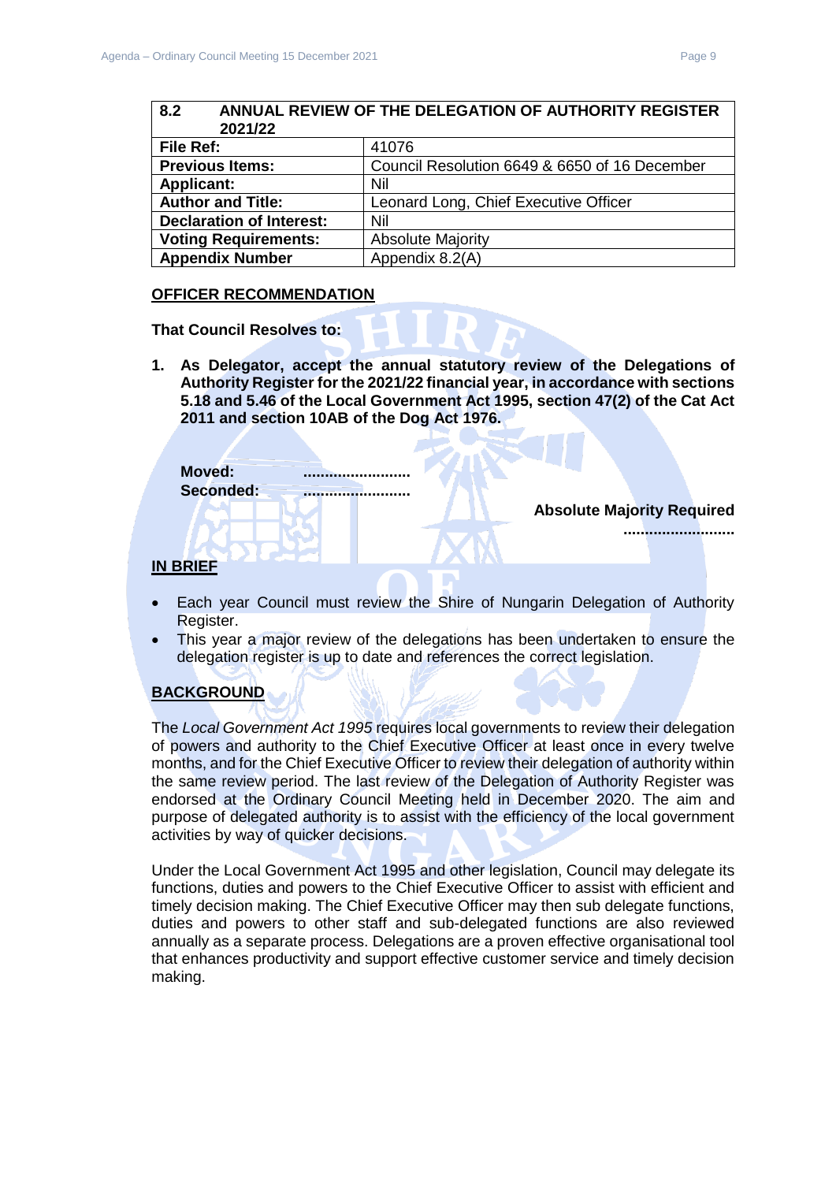| 8.2 ANNUAL REVIEW OF THE DELEGATION OF AUTHORITY REGISTER 2021/22 | |
|---|---|
| **File Ref:** | 41076 |
| **Previous Items:** | Council Resolution 6649 & 6650 of 16 December |
| **Applicant:** | Nil |
| **Author and Title:** | Leonard Long, Chief Executive Officer |
| **Declaration of Interest:** | Nil |
| **Voting Requirements:** | Absolute Majority |
| **Appendix Number** | Appendix 8.2(A) |

## OFFICER RECOMMENDATION

**That Council Resolves to:**

1. **As Delegator, accept the annual statutory review of the Delegations of Authority Register for the 2021/22 financial year, in accordance with sections 5.18 and 5.46 of the Local Government Act 1995, section 47(2) of the Cat Act 2011 and section 10AB of the Dog Act 1976.**

**Moved:** .........................
**Seconded:** .........................

**Absolute Majority Required**
.........................

## IN BRIEF

- Each year Council must review the Shire of Nungarin Delegation of Authority Register.
- This year a major review of the delegations has been undertaken to ensure the delegation register is up to date and references the correct legislation.

## BACKGROUND

The *Local Government Act 1995* requires local governments to review their delegation of powers and authority to the Chief Executive Officer at least once in every twelve months, and for the Chief Executive Officer to review their delegation of authority within the same review period. The last review of the Delegation of Authority Register was endorsed at the Ordinary Council Meeting held in December 2020. The aim and purpose of delegated authority is to assist with the efficiency of the local government activities by way of quicker decisions.

Under the Local Government Act 1995 and other legislation, Council may delegate its functions, duties and powers to the Chief Executive Officer to assist with efficient and timely decision making. The Chief Executive Officer may then sub delegate functions, duties and powers to other staff and sub-delegated functions are also reviewed annually as a separate process. Delegations are a proven effective organisational tool that enhances productivity and support effective customer service and timely decision making.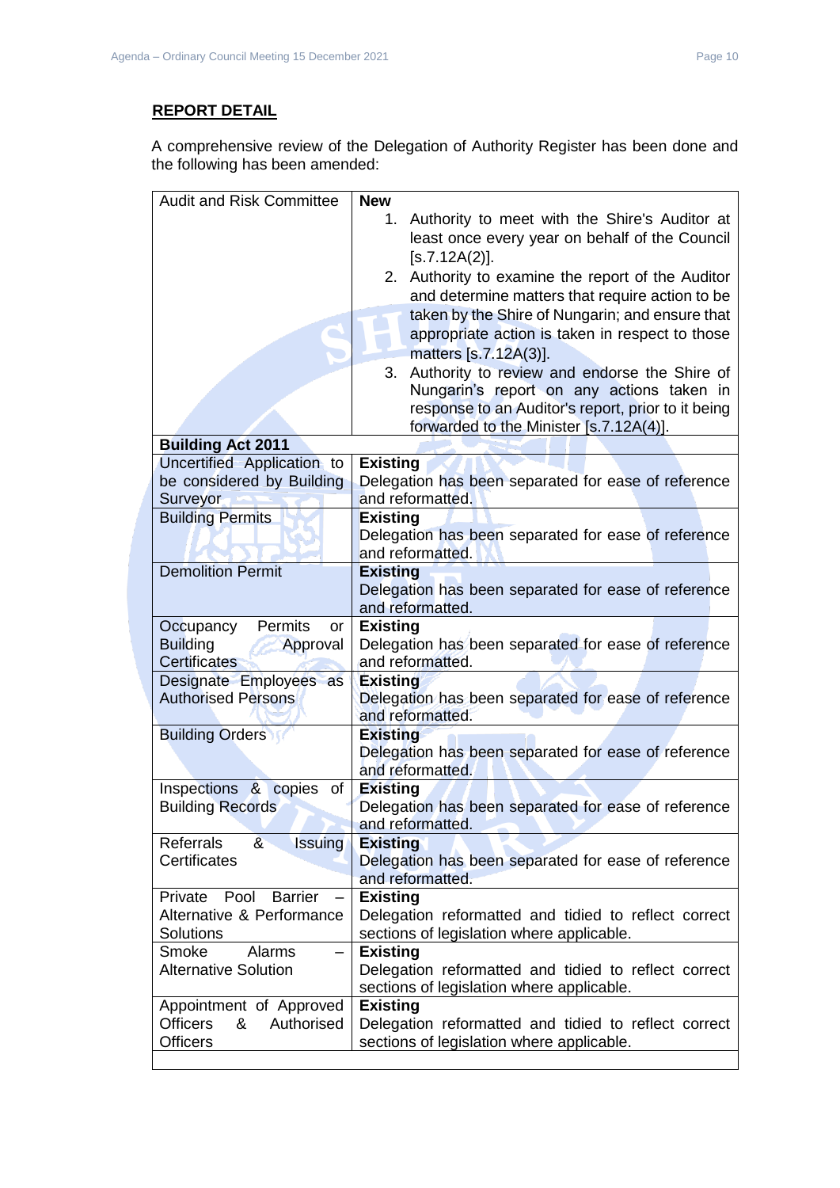## REPORT DETAIL

A comprehensive review of the Delegation of Authority Register has been done and the following has been amended:

| | |
|---|---|
| Audit and Risk Committee | **New**<br>1. Authority to meet with the Shire's Auditor at least once every year on behalf of the Council [s.7.12A(2)].<br>2. Authority to examine the report of the Auditor and determine matters that require action to be taken by the Shire of Nungarin; and ensure that appropriate action is taken in respect to those matters [s.7.12A(3)].<br>3. Authority to review and endorse the Shire of Nungarin's report on any actions taken in response to an Auditor's report, prior to it being forwarded to the Minister [s.7.12A(4)]. |
| **Building Act 2011** | |
| Uncertified Application to be considered by Building Surveyor | **Existing**<br>Delegation has been separated for ease of reference and reformatted. |
| Building Permits | **Existing**<br>Delegation has been separated for ease of reference and reformatted. |
| Demolition Permit | **Existing**<br>Delegation has been separated for ease of reference and reformatted. |
| Occupancy Permits or Building Approval Certificates | **Existing**<br>Delegation has been separated for ease of reference and reformatted. |
| Designate Employees as Authorised Persons | **Existing**<br>Delegation has been separated for ease of reference and reformatted. |
| Building Orders | **Existing**<br>Delegation has been separated for ease of reference and reformatted. |
| Inspections & copies of Building Records | **Existing**<br>Delegation has been separated for ease of reference and reformatted. |
| Referrals & Issuing Certificates | **Existing**<br>Delegation has been separated for ease of reference and reformatted. |
| Private Pool Barrier – Alternative & Performance Solutions | **Existing**<br>Delegation reformatted and tidied to reflect correct sections of legislation where applicable. |
| Smoke Alarms – Alternative Solution | **Existing**<br>Delegation reformatted and tidied to reflect correct sections of legislation where applicable. |
| Appointment of Approved Officers & Authorised Officers | **Existing**<br>Delegation reformatted and tidied to reflect correct sections of legislation where applicable. |
| | |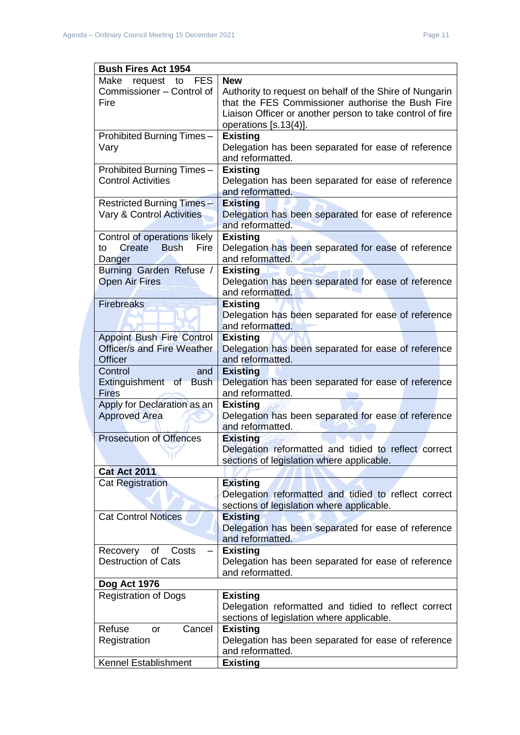| **Bush Fires Act 1954** | |
|---|---|
| Make request to FES Commissioner – Control of Fire | **New**<br>Authority to request on behalf of the Shire of Nungarin that the FES Commissioner authorise the Bush Fire Liaison Officer or another person to take control of fire operations [s.13(4)]. |
| Prohibited Burning Times – Vary | **Existing**<br>Delegation has been separated for ease of reference and reformatted. |
| Prohibited Burning Times – Control Activities | **Existing**<br>Delegation has been separated for ease of reference and reformatted. |
| Restricted Burning Times – Vary & Control Activities | **Existing**<br>Delegation has been separated for ease of reference and reformatted. |
| Control of operations likely to Create Bush Fire Danger | **Existing**<br>Delegation has been separated for ease of reference and reformatted. |
| Burning Garden Refuse / Open Air Fires | **Existing**<br>Delegation has been separated for ease of reference and reformatted. |
| Firebreaks | **Existing**<br>Delegation has been separated for ease of reference and reformatted. |
| Appoint Bush Fire Control Officer/s and Fire Weather Officer | **Existing**<br>Delegation has been separated for ease of reference and reformatted. |
| Control and Extinguishment of Bush Fires | **Existing**<br>Delegation has been separated for ease of reference and reformatted. |
| Apply for Declaration as an Approved Area | **Existing**<br>Delegation has been separated for ease of reference and reformatted. |
| Prosecution of Offences | **Existing**<br>Delegation reformatted and tidied to reflect correct sections of legislation where applicable. |
| **Cat Act 2011** | |
| Cat Registration | **Existing**<br>Delegation reformatted and tidied to reflect correct sections of legislation where applicable. |
| Cat Control Notices | **Existing**<br>Delegation has been separated for ease of reference and reformatted. |
| Recovery of Costs – Destruction of Cats | **Existing**<br>Delegation has been separated for ease of reference and reformatted. |
| **Dog Act 1976** | |
| Registration of Dogs | **Existing**<br>Delegation reformatted and tidied to reflect correct sections of legislation where applicable. |
| Refuse or Cancel Registration | **Existing**<br>Delegation has been separated for ease of reference and reformatted. |
| Kennel Establishment | **Existing** |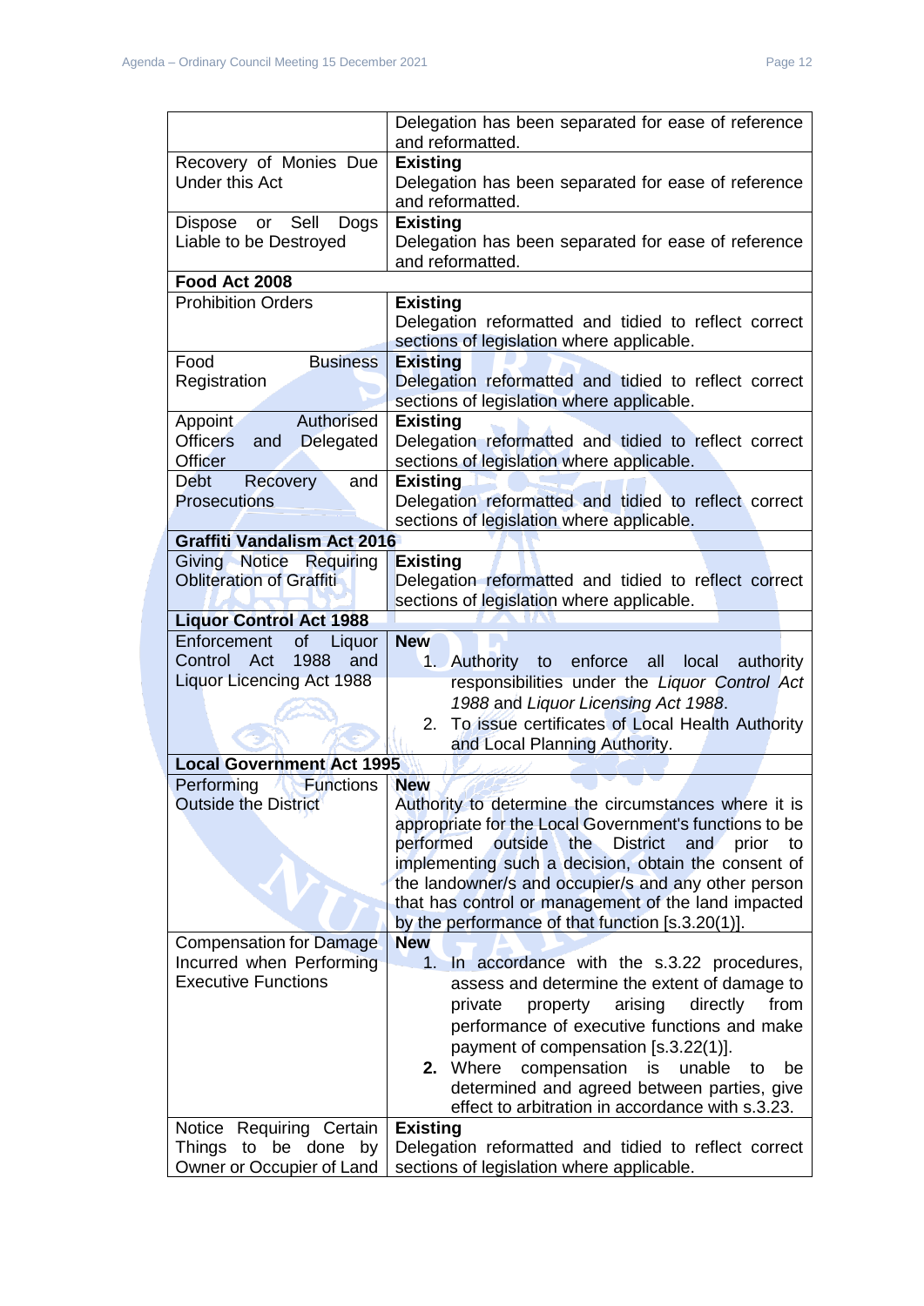| | |
|---|---|
| | Delegation has been separated for ease of reference and reformatted. |
| Recovery of Monies Due Under this Act | **Existing**<br>Delegation has been separated for ease of reference and reformatted. |
| Dispose or Sell Dogs Liable to be Destroyed | **Existing**<br>Delegation has been separated for ease of reference and reformatted. |
| **Food Act 2008** | |
| Prohibition Orders | **Existing**<br>Delegation reformatted and tidied to reflect correct sections of legislation where applicable. |
| Food Business Registration | **Existing**<br>Delegation reformatted and tidied to reflect correct sections of legislation where applicable. |
| Appoint Authorised Officers and Delegated Officer | **Existing**<br>Delegation reformatted and tidied to reflect correct sections of legislation where applicable. |
| Debt Recovery and Prosecutions | **Existing**<br>Delegation reformatted and tidied to reflect correct sections of legislation where applicable. |
| **Graffiti Vandalism Act 2016** | |
| Giving Notice Requiring Obliteration of Graffiti | **Existing**<br>Delegation reformatted and tidied to reflect correct sections of legislation where applicable. |
| **Liquor Control Act 1988** | |
| Enforcement of Liquor Control Act 1988 and Liquor Licencing Act 1988 | **New**<br>1. Authority to enforce all local authority responsibilities under the *Liquor Control Act 1988* and *Liquor Licensing Act 1988*.<br>2. To issue certificates of Local Health Authority and Local Planning Authority. |
| **Local Government Act 1995** | |
| Performing Functions Outside the District | **New**<br>Authority to determine the circumstances where it is appropriate for the Local Government's functions to be performed outside the District and prior to implementing such a decision, obtain the consent of the landowner/s and occupier/s and any other person that has control or management of the land impacted by the performance of that function [s.3.20(1)]. |
| Compensation for Damage Incurred when Performing Executive Functions | **New**<br>1. In accordance with the s.3.22 procedures, assess and determine the extent of damage to private property arising directly from performance of executive functions and make payment of compensation [s.3.22(1)].<br>**2.** Where compensation is unable to be determined and agreed between parties, give effect to arbitration in accordance with s.3.23. |
| Notice Requiring Certain Things to be done by Owner or Occupier of Land | **Existing**<br>Delegation reformatted and tidied to reflect correct sections of legislation where applicable. |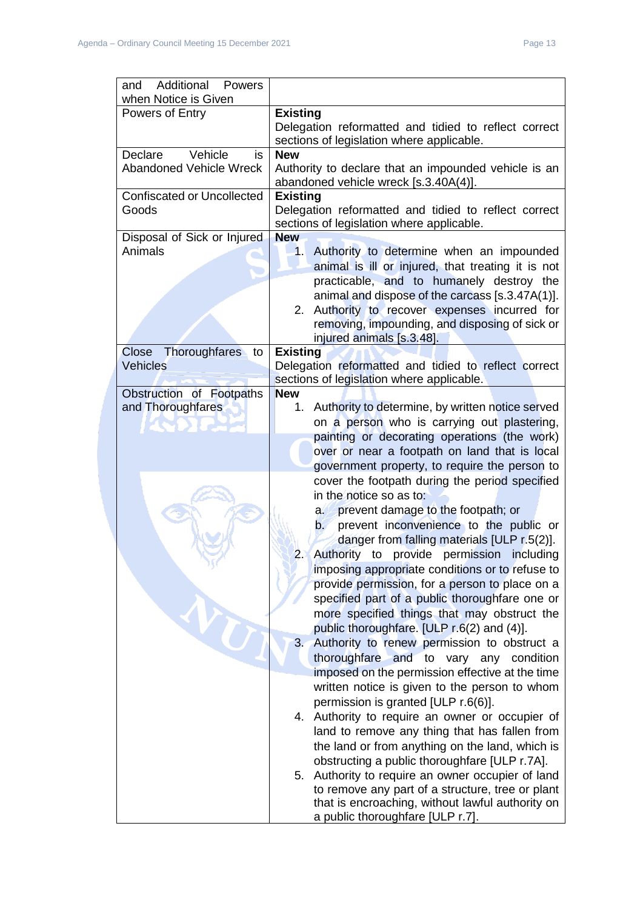| and Additional Powers when Notice is Given | |
|---|---|
| Powers of Entry | **Existing**<br>Delegation reformatted and tidied to reflect correct sections of legislation where applicable. |
| Declare Vehicle is Abandoned Vehicle Wreck | **New**<br>Authority to declare that an impounded vehicle is an abandoned vehicle wreck [s.3.40A(4)]. |
| Confiscated or Uncollected Goods | **Existing**<br>Delegation reformatted and tidied to reflect correct sections of legislation where applicable. |
| Disposal of Sick or Injured Animals | **New**<br>1. Authority to determine when an impounded animal is ill or injured, that treating it is not practicable, and to humanely destroy the animal and dispose of the carcass [s.3.47A(1)].<br>2. Authority to recover expenses incurred for removing, impounding, and disposing of sick or injured animals [s.3.48]. |
| Close Thoroughfares to Vehicles | **Existing**<br>Delegation reformatted and tidied to reflect correct sections of legislation where applicable. |
| Obstruction of Footpaths and Thoroughfares | **New**<br>1. Authority to determine, by written notice served on a person who is carrying out plastering, painting or decorating operations (the work) over or near a footpath on land that is local government property, to require the person to cover the footpath during the period specified in the notice so as to:<br>a. prevent damage to the footpath; or<br>b. prevent inconvenience to the public or danger from falling materials [ULP r.5(2)].<br>2. Authority to provide permission including imposing appropriate conditions or to refuse to provide permission, for a person to place on a specified part of a public thoroughfare one or more specified things that may obstruct the public thoroughfare. [ULP r.6(2) and (4)].<br>3. Authority to renew permission to obstruct a thoroughfare and to vary any condition imposed on the permission effective at the time written notice is given to the person to whom permission is granted [ULP r.6(6)].<br>4. Authority to require an owner or occupier of land to remove any thing that has fallen from the land or from anything on the land, which is obstructing a public thoroughfare [ULP r.7A].<br>5. Authority to require an owner occupier of land to remove any part of a structure, tree or plant that is encroaching, without lawful authority on a public thoroughfare [ULP r.7]. |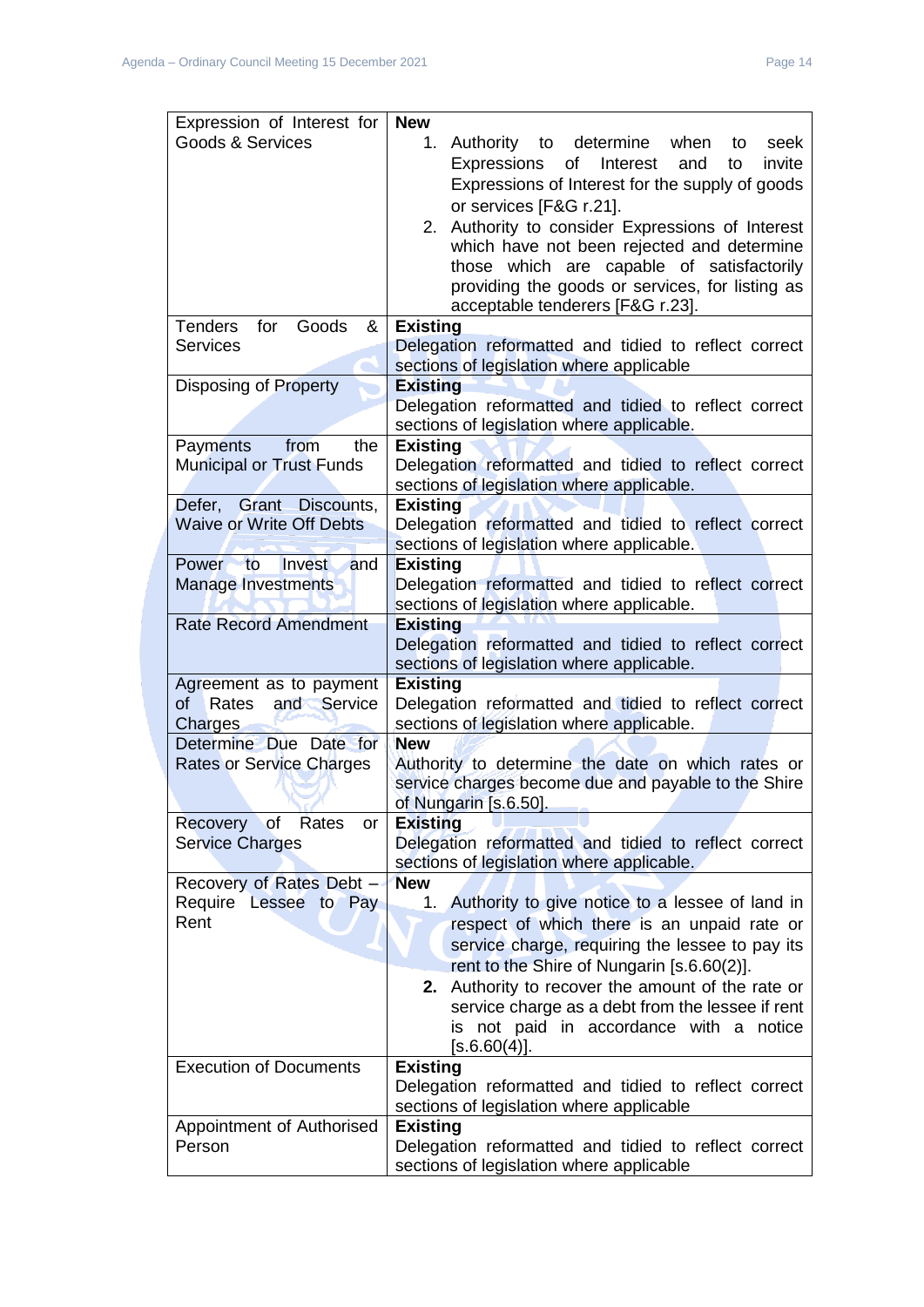| | |
|---|---|
| Expression of Interest for Goods & Services | **New**<br>1. Authority to determine when to seek Expressions of Interest and to invite Expressions of Interest for the supply of goods or services [F&G r.21].<br>2. Authority to consider Expressions of Interest which have not been rejected and determine those which are capable of satisfactorily providing the goods or services, for listing as acceptable tenderers [F&G r.23]. |
| Tenders for Goods & Services | **Existing**<br>Delegation reformatted and tidied to reflect correct sections of legislation where applicable |
| Disposing of Property | **Existing**<br>Delegation reformatted and tidied to reflect correct sections of legislation where applicable. |
| Payments from the Municipal or Trust Funds | **Existing**<br>Delegation reformatted and tidied to reflect correct sections of legislation where applicable. |
| Defer, Grant Discounts, Waive or Write Off Debts | **Existing**<br>Delegation reformatted and tidied to reflect correct sections of legislation where applicable. |
| Power to Invest and Manage Investments | **Existing**<br>Delegation reformatted and tidied to reflect correct sections of legislation where applicable. |
| Rate Record Amendment | **Existing**<br>Delegation reformatted and tidied to reflect correct sections of legislation where applicable. |
| Agreement as to payment of Rates and Service Charges | **Existing**<br>Delegation reformatted and tidied to reflect correct sections of legislation where applicable. |
| Determine Due Date for Rates or Service Charges | **New**<br>Authority to determine the date on which rates or service charges become due and payable to the Shire of Nungarin [s.6.50]. |
| Recovery of Rates or Service Charges | **Existing**<br>Delegation reformatted and tidied to reflect correct sections of legislation where applicable. |
| Recovery of Rates Debt – Require Lessee to Pay Rent | **New**<br>1. Authority to give notice to a lessee of land in respect of which there is an unpaid rate or service charge, requiring the lessee to pay its rent to the Shire of Nungarin [s.6.60(2)].<br>**2.** Authority to recover the amount of the rate or service charge as a debt from the lessee if rent is not paid in accordance with a notice [s.6.60(4)]. |
| Execution of Documents | **Existing**<br>Delegation reformatted and tidied to reflect correct sections of legislation where applicable |
| Appointment of Authorised Person | **Existing**<br>Delegation reformatted and tidied to reflect correct sections of legislation where applicable |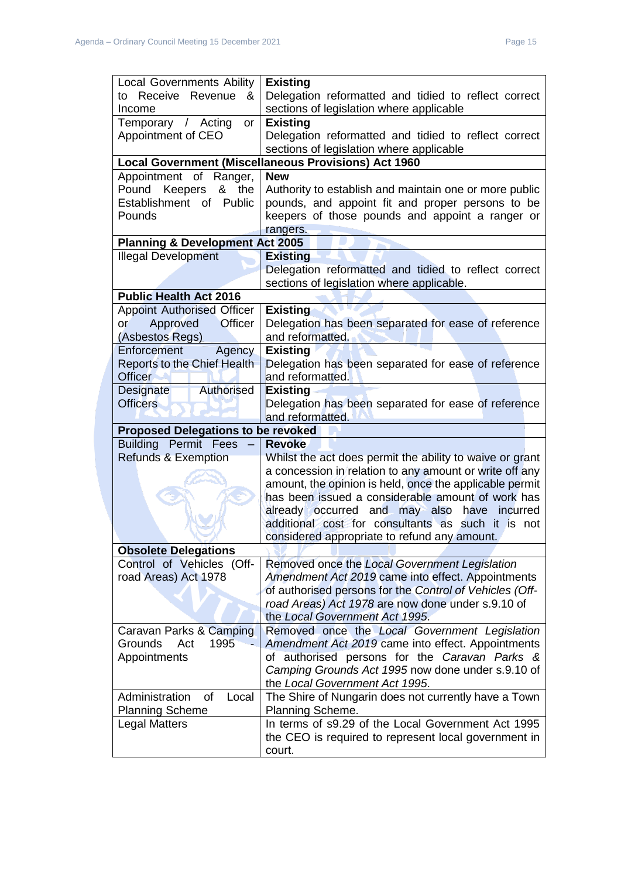| | |
|---|---|
| Local Governments Ability to Receive Revenue & Income | **Existing**<br>Delegation reformatted and tidied to reflect correct sections of legislation where applicable |
| Temporary / Acting or Appointment of CEO | **Existing**<br>Delegation reformatted and tidied to reflect correct sections of legislation where applicable |
| **Local Government (Miscellaneous Provisions) Act 1960** | |
| Appointment of Ranger, Pound Keepers & the Establishment of Public Pounds | **New**<br>Authority to establish and maintain one or more public pounds, and appoint fit and proper persons to be keepers of those pounds and appoint a ranger or rangers. |
| **Planning & Development Act 2005** | |
| Illegal Development | **Existing**<br>Delegation reformatted and tidied to reflect correct sections of legislation where applicable. |
| **Public Health Act 2016** | |
| Appoint Authorised Officer or Approved Officer (Asbestos Regs) | **Existing**<br>Delegation has been separated for ease of reference and reformatted. |
| Enforcement Agency Reports to the Chief Health Officer | **Existing**<br>Delegation has been separated for ease of reference and reformatted. |
| Designate Authorised Officers | **Existing**<br>Delegation has been separated for ease of reference and reformatted. |
| **Proposed Delegations to be revoked** | |
| Building Permit Fees – Refunds & Exemption | **Revoke**<br>Whilst the act does permit the ability to waive or grant a concession in relation to any amount or write off any amount, the opinion is held, once the applicable permit has been issued a considerable amount of work has already occurred and may also have incurred additional cost for consultants as such it is not considered appropriate to refund any amount. |
| **Obsolete Delegations** | |
| Control of Vehicles (Off-road Areas) Act 1978 | Removed once the *Local Government Legislation Amendment Act 2019* came into effect. Appointments of authorised persons for the *Control of Vehicles (Off-road Areas) Act 1978* are now done under s.9.10 of the *Local Government Act 1995*. |
| Caravan Parks & Camping Grounds Act 1995 - Appointments | Removed once the *Local Government Legislation Amendment Act 2019* came into effect. Appointments of authorised persons for the *Caravan Parks & Camping Grounds Act 1995* now done under s.9.10 of the *Local Government Act 1995*. |
| Administration of Local Planning Scheme | The Shire of Nungarin does not currently have a Town Planning Scheme. |
| Legal Matters | In terms of s9.29 of the Local Government Act 1995 the CEO is required to represent local government in court. |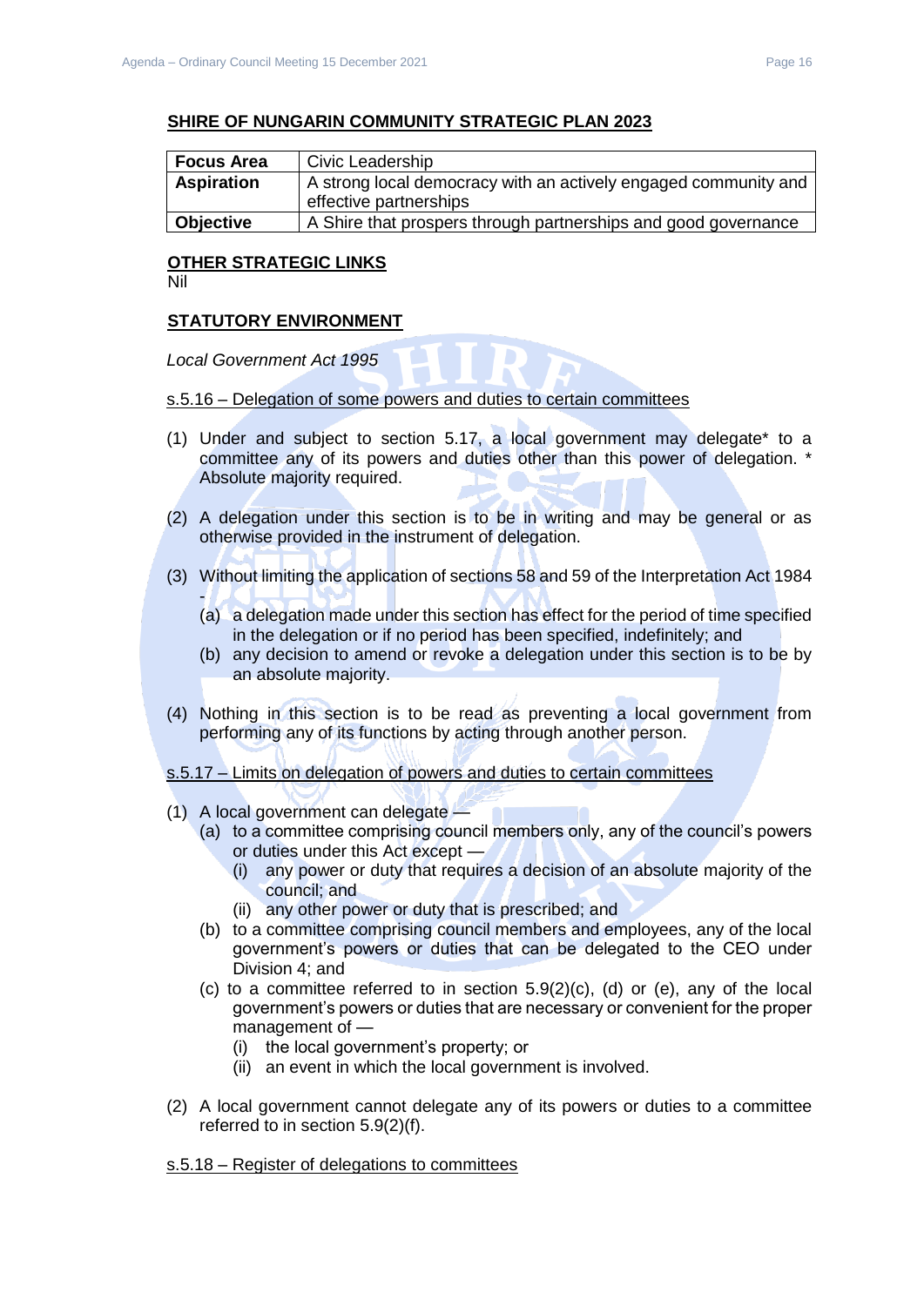## SHIRE OF NUNGARIN COMMUNITY STRATEGIC PLAN 2023

| **Focus Area** | Civic Leadership |
|---|---|
| **Aspiration** | A strong local democracy with an actively engaged community and effective partnerships |
| **Objective** | A Shire that prospers through partnerships and good governance |

## OTHER STRATEGIC LINKS

Nil

## STATUTORY ENVIRONMENT

*Local Government Act 1995*

s.5.16 – Delegation of some powers and duties to certain committees

(1) Under and subject to section 5.17, a local government may delegate* to a committee any of its powers and duties other than this power of delegation. * Absolute majority required.

(2) A delegation under this section is to be in writing and may be general or as otherwise provided in the instrument of delegation.

(3) Without limiting the application of sections 58 and 59 of the Interpretation Act 1984 -
  - (a) a delegation made under this section has effect for the period of time specified in the delegation or if no period has been specified, indefinitely; and
  - (b) any decision to amend or revoke a delegation under this section is to be by an absolute majority.

(4) Nothing in this section is to be read as preventing a local government from performing any of its functions by acting through another person.

s.5.17 – Limits on delegation of powers and duties to certain committees

(1) A local government can delegate —
  - (a) to a committee comprising council members only, any of the council's powers or duties under this Act except —
    - (i) any power or duty that requires a decision of an absolute majority of the council; and
    - (ii) any other power or duty that is prescribed; and
  - (b) to a committee comprising council members and employees, any of the local government's powers or duties that can be delegated to the CEO under Division 4; and
  - (c) to a committee referred to in section 5.9(2)(c), (d) or (e), any of the local government's powers or duties that are necessary or convenient for the proper management of —
    - (i) the local government's property; or
    - (ii) an event in which the local government is involved.

(2) A local government cannot delegate any of its powers or duties to a committee referred to in section 5.9(2)(f).

s.5.18 – Register of delegations to committees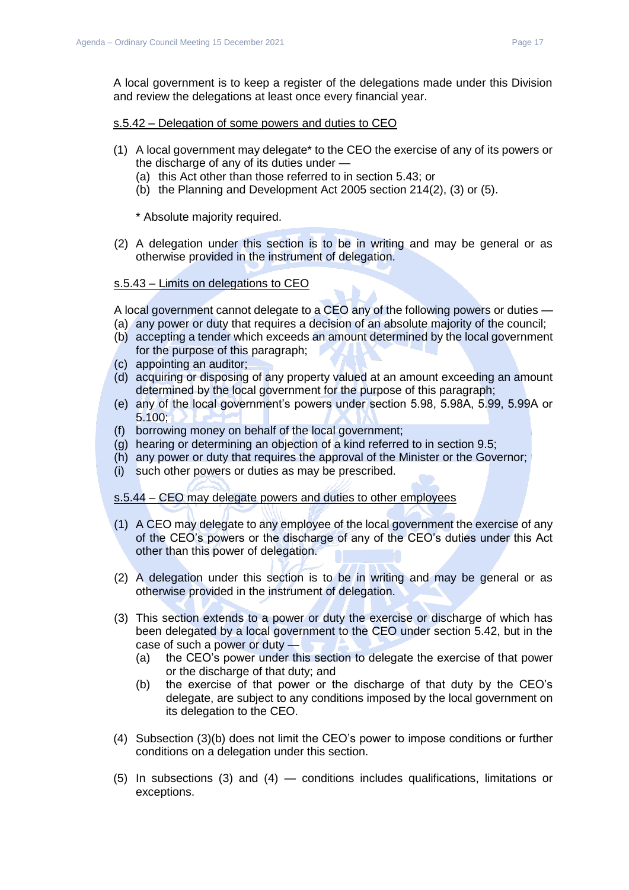A local government is to keep a register of the delegations made under this Division and review the delegations at least once every financial year.

<u>s.5.42 – Delegation of some powers and duties to CEO</u>

(1) A local government may delegate* to the CEO the exercise of any of its powers or the discharge of any of its duties under —
   (a) this Act other than those referred to in section 5.43; or
   (b) the Planning and Development Act 2005 section 214(2), (3) or (5).

   * Absolute majority required.

(2) A delegation under this section is to be in writing and may be general or as otherwise provided in the instrument of delegation.

<u>s.5.43 – Limits on delegations to CEO</u>

A local government cannot delegate to a CEO any of the following powers or duties —

(a) any power or duty that requires a decision of an absolute majority of the council;
(b) accepting a tender which exceeds an amount determined by the local government for the purpose of this paragraph;
(c) appointing an auditor;
(d) acquiring or disposing of any property valued at an amount exceeding an amount determined by the local government for the purpose of this paragraph;
(e) any of the local government's powers under section 5.98, 5.98A, 5.99, 5.99A or 5.100;
(f) borrowing money on behalf of the local government;
(g) hearing or determining an objection of a kind referred to in section 9.5;
(h) any power or duty that requires the approval of the Minister or the Governor;
(i) such other powers or duties as may be prescribed.

<u>s.5.44 – CEO may delegate powers and duties to other employees</u>

(1) A CEO may delegate to any employee of the local government the exercise of any of the CEO's powers or the discharge of any of the CEO's duties under this Act other than this power of delegation.

(2) A delegation under this section is to be in writing and may be general or as otherwise provided in the instrument of delegation.

(3) This section extends to a power or duty the exercise or discharge of which has been delegated by a local government to the CEO under section 5.42, but in the case of such a power or duty —
   (a) the CEO's power under this section to delegate the exercise of that power or the discharge of that duty; and
   (b) the exercise of that power or the discharge of that duty by the CEO's delegate, are subject to any conditions imposed by the local government on its delegation to the CEO.

(4) Subsection (3)(b) does not limit the CEO's power to impose conditions or further conditions on a delegation under this section.

(5) In subsections (3) and (4) — conditions includes qualifications, limitations or exceptions.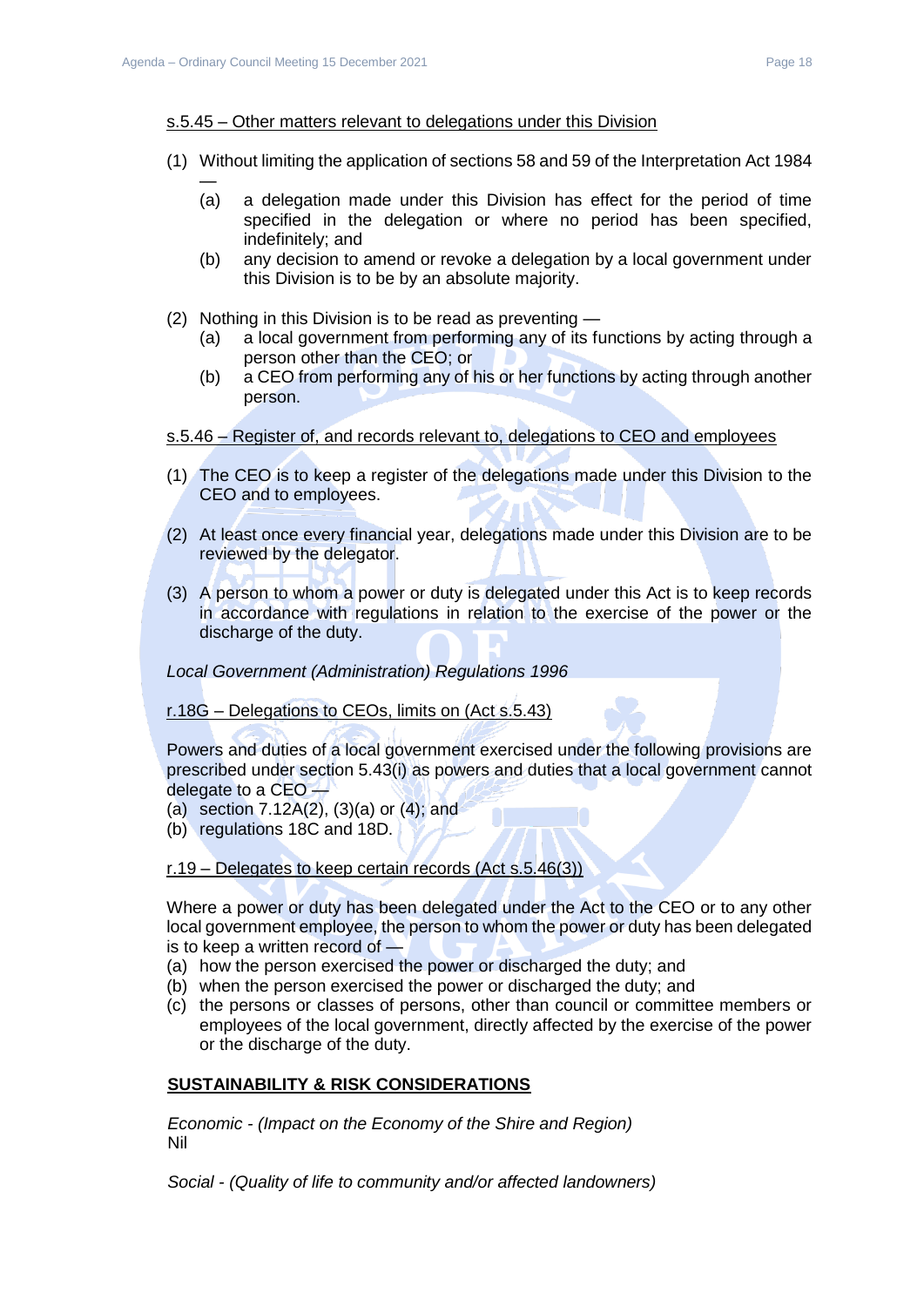s.5.45 – Other matters relevant to delegations under this Division

(1) Without limiting the application of sections 58 and 59 of the Interpretation Act 1984 —
   - (a) a delegation made under this Division has effect for the period of time specified in the delegation or where no period has been specified, indefinitely; and
   - (b) any decision to amend or revoke a delegation by a local government under this Division is to be by an absolute majority.

(2) Nothing in this Division is to be read as preventing —
   - (a) a local government from performing any of its functions by acting through a person other than the CEO; or
   - (b) a CEO from performing any of his or her functions by acting through another person.

s.5.46 – Register of, and records relevant to, delegations to CEO and employees

(1) The CEO is to keep a register of the delegations made under this Division to the CEO and to employees.

(2) At least once every financial year, delegations made under this Division are to be reviewed by the delegator.

(3) A person to whom a power or duty is delegated under this Act is to keep records in accordance with regulations in relation to the exercise of the power or the discharge of the duty.

*Local Government (Administration) Regulations 1996*

r.18G – Delegations to CEOs, limits on (Act s.5.43)

Powers and duties of a local government exercised under the following provisions are prescribed under section 5.43(i) as powers and duties that a local government cannot delegate to a CEO —
(a) section 7.12A(2), (3)(a) or (4); and
(b) regulations 18C and 18D.

r.19 – Delegates to keep certain records (Act s.5.46(3))

Where a power or duty has been delegated under the Act to the CEO or to any other local government employee, the person to whom the power or duty has been delegated is to keep a written record of —
(a) how the person exercised the power or discharged the duty; and
(b) when the person exercised the power or discharged the duty; and
(c) the persons or classes of persons, other than council or committee members or employees of the local government, directly affected by the exercise of the power or the discharge of the duty.

**SUSTAINABILITY & RISK CONSIDERATIONS**

*Economic - (Impact on the Economy of the Shire and Region)*
Nil

*Social - (Quality of life to community and/or affected landowners)*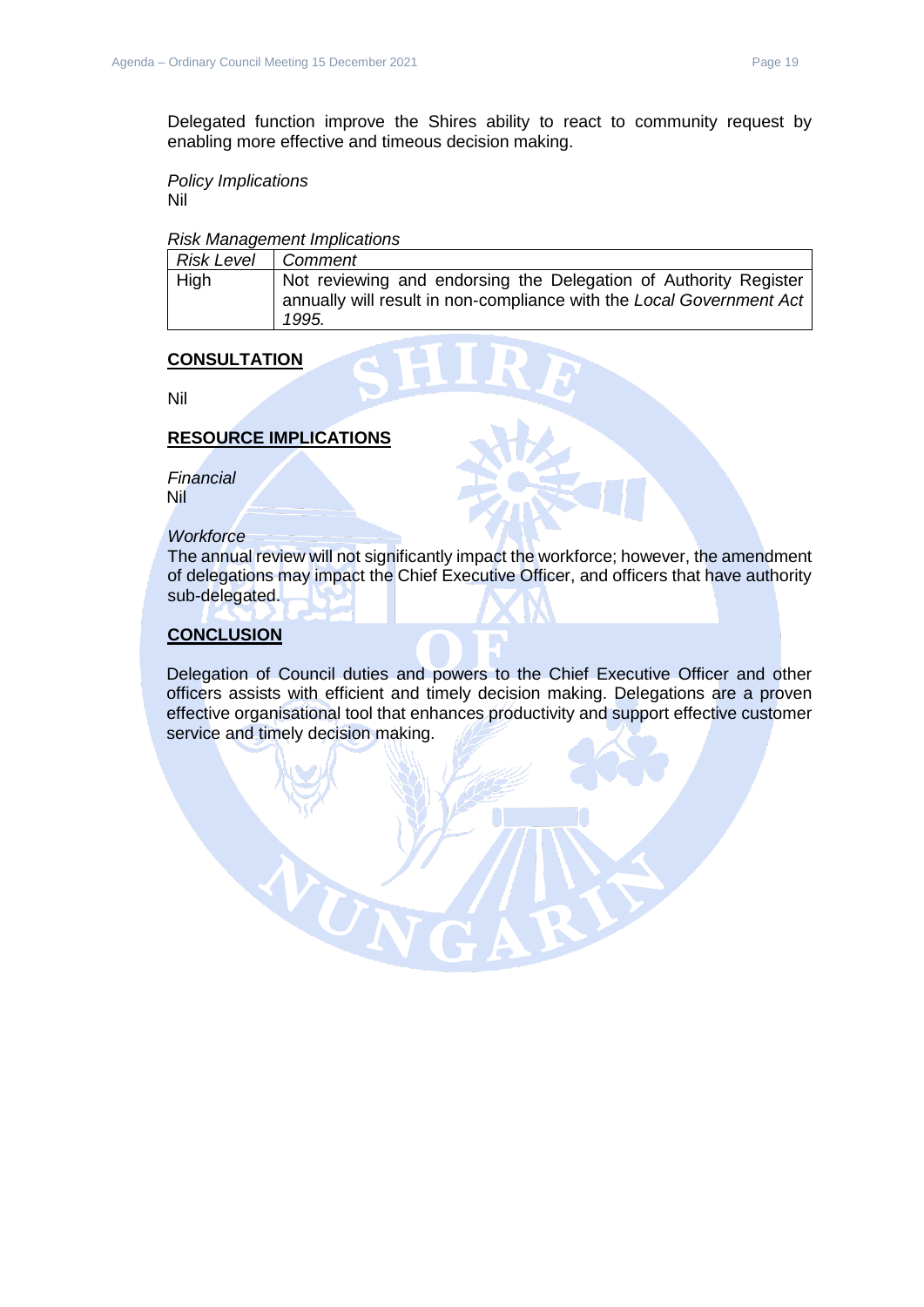Delegated function improve the Shires ability to react to community request by enabling more effective and timeous decision making.

*Policy Implications*
Nil

*Risk Management Implications*

| *Risk Level* | *Comment* |
| --- | --- |
| High | Not reviewing and endorsing the Delegation of Authority Register annually will result in non-compliance with the *Local Government Act 1995.* |

## CONSULTATION

Nil

## RESOURCE IMPLICATIONS

*Financial*
Nil

*Workforce*
The annual review will not significantly impact the workforce; however, the amendment of delegations may impact the Chief Executive Officer, and officers that have authority sub-delegated.

## CONCLUSION

Delegation of Council duties and powers to the Chief Executive Officer and other officers assists with efficient and timely decision making. Delegations are a proven effective organisational tool that enhances productivity and support effective customer service and timely decision making.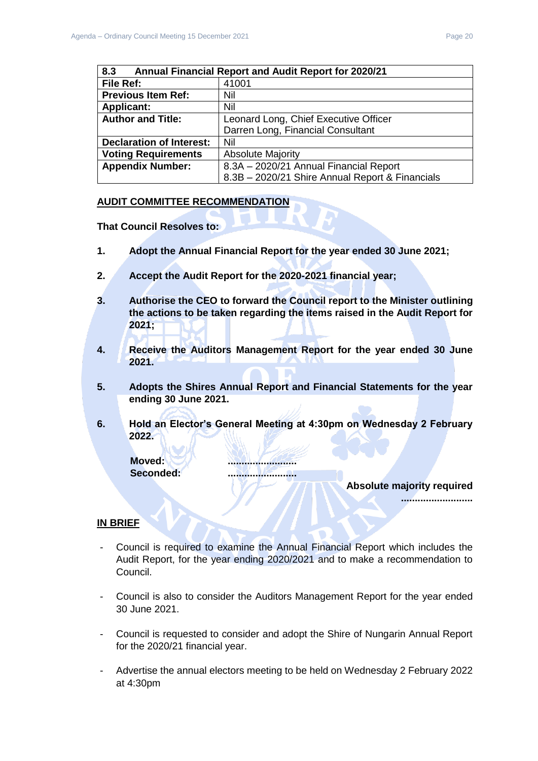| 8.3 | Annual Financial Report and Audit Report for 2020/21 |
|---|---|
| **File Ref:** | 41001 |
| **Previous Item Ref:** | Nil |
| **Applicant:** | Nil |
| **Author and Title:** | Leonard Long, Chief Executive Officer<br>Darren Long, Financial Consultant |
| **Declaration of Interest:** | Nil |
| **Voting Requirements** | Absolute Majority |
| **Appendix Number:** | 8.3A – 2020/21 Annual Financial Report<br>8.3B – 2020/21 Shire Annual Report & Financials |

**AUDIT COMMITTEE RECOMMENDATION**

**That Council Resolves to:**

1. **Adopt the Annual Financial Report for the year ended 30 June 2021;**

2. **Accept the Audit Report for the 2020-2021 financial year;**

3. **Authorise the CEO to forward the Council report to the Minister outlining the actions to be taken regarding the items raised in the Audit Report for 2021;**

4. **Receive the Auditors Management Report for the year ended 30 June 2021.**

5. **Adopts the Shires Annual Report and Financial Statements for the year ending 30 June 2021.**

6. **Hold an Elector's General Meeting at 4:30pm on Wednesday 2 February 2022.**

**Moved:** ........................
**Seconded:** ........................

**Absolute majority required**
........................

**IN BRIEF**

- Council is required to examine the Annual Financial Report which includes the Audit Report, for the year ending 2020/2021 and to make a recommendation to Council.

- Council is also to consider the Auditors Management Report for the year ended 30 June 2021.

- Council is requested to consider and adopt the Shire of Nungarin Annual Report for the 2020/21 financial year.

- Advertise the annual electors meeting to be held on Wednesday 2 February 2022 at 4:30pm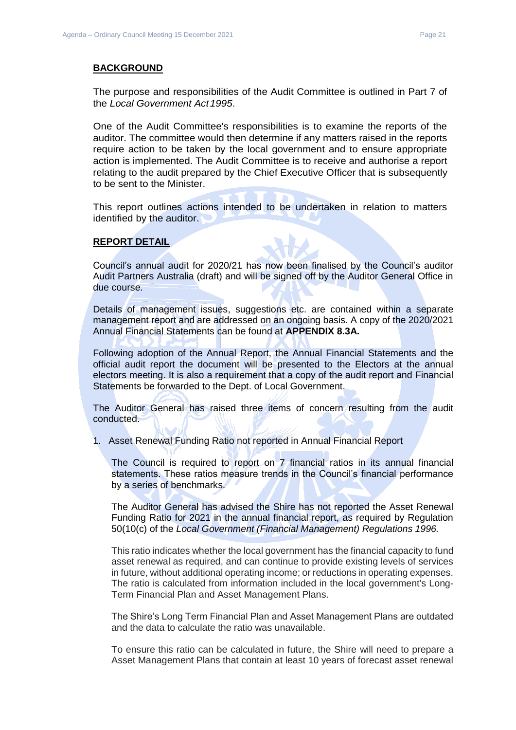## BACKGROUND

The purpose and responsibilities of the Audit Committee is outlined in Part 7 of the *Local Government Act 1995*.

One of the Audit Committee's responsibilities is to examine the reports of the auditor. The committee would then determine if any matters raised in the reports require action to be taken by the local government and to ensure appropriate action is implemented. The Audit Committee is to receive and authorise a report relating to the audit prepared by the Chief Executive Officer that is subsequently to be sent to the Minister.

This report outlines actions intended to be undertaken in relation to matters identified by the auditor.

## REPORT DETAIL

Council's annual audit for 2020/21 has now been finalised by the Council's auditor Audit Partners Australia (draft) and will be signed off by the Auditor General Office in due course.

Details of management issues, suggestions etc. are contained within a separate management report and are addressed on an ongoing basis. A copy of the 2020/2021 Annual Financial Statements can be found at **APPENDIX 8.3A.**

Following adoption of the Annual Report, the Annual Financial Statements and the official audit report the document will be presented to the Electors at the annual electors meeting. It is also a requirement that a copy of the audit report and Financial Statements be forwarded to the Dept. of Local Government.

The Auditor General has raised three items of concern resulting from the audit conducted.

1. Asset Renewal Funding Ratio not reported in Annual Financial Report

   The Council is required to report on 7 financial ratios in its annual financial statements. These ratios measure trends in the Council's financial performance by a series of benchmarks.

   The Auditor General has advised the Shire has not reported the Asset Renewal Funding Ratio for 2021 in the annual financial report, as required by Regulation 50(10(c) of the *Local Government (Financial Management) Regulations 1996.*

   This ratio indicates whether the local government has the financial capacity to fund asset renewal as required, and can continue to provide existing levels of services in future, without additional operating income; or reductions in operating expenses. The ratio is calculated from information included in the local government's Long-Term Financial Plan and Asset Management Plans.

   The Shire's Long Term Financial Plan and Asset Management Plans are outdated and the data to calculate the ratio was unavailable.

   To ensure this ratio can be calculated in future, the Shire will need to prepare a Asset Management Plans that contain at least 10 years of forecast asset renewal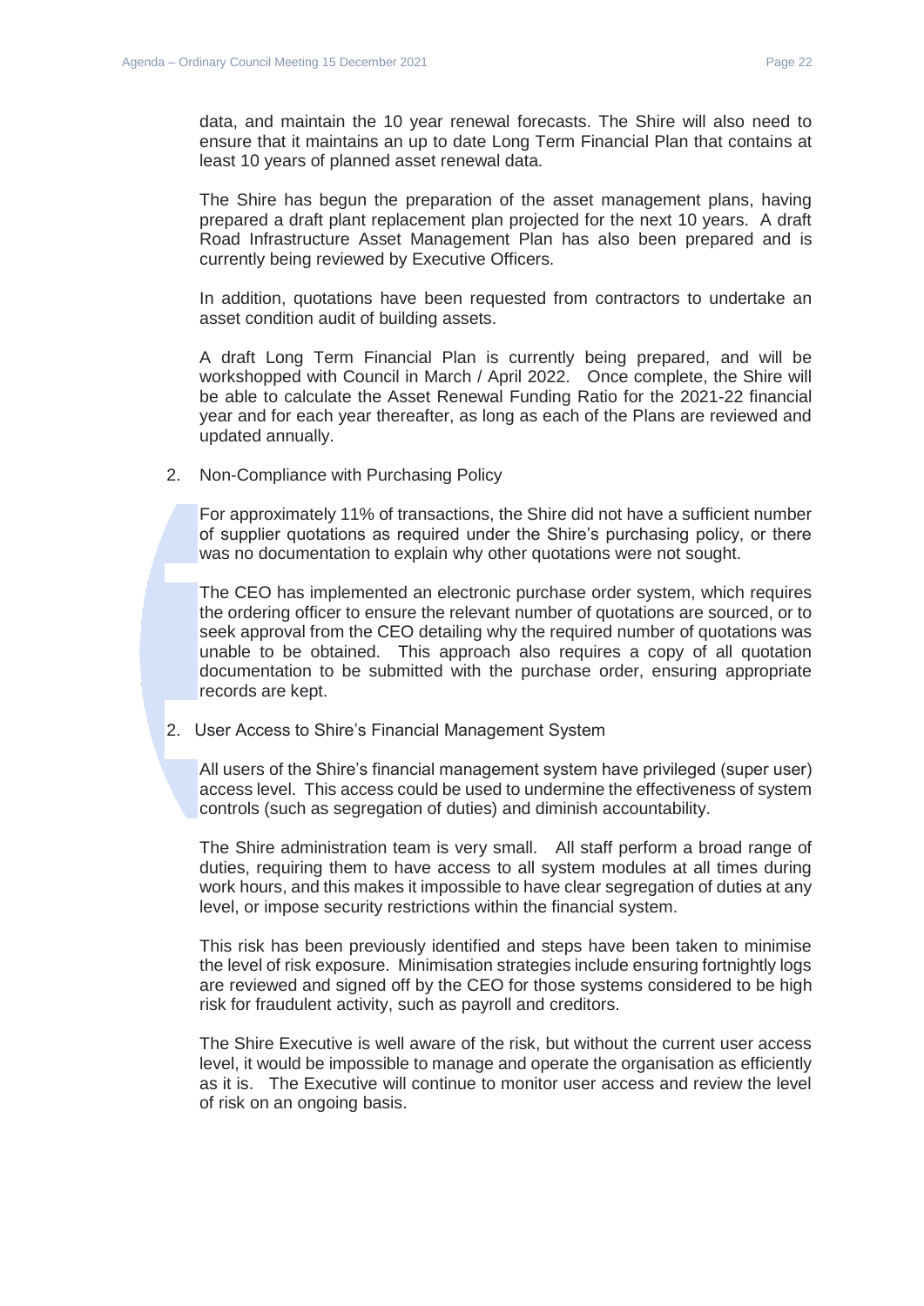data, and maintain the 10 year renewal forecasts. The Shire will also need to ensure that it maintains an up to date Long Term Financial Plan that contains at least 10 years of planned asset renewal data.

The Shire has begun the preparation of the asset management plans, having prepared a draft plant replacement plan projected for the next 10 years. A draft Road Infrastructure Asset Management Plan has also been prepared and is currently being reviewed by Executive Officers.

In addition, quotations have been requested from contractors to undertake an asset condition audit of building assets.

A draft Long Term Financial Plan is currently being prepared, and will be workshopped with Council in March / April 2022. Once complete, the Shire will be able to calculate the Asset Renewal Funding Ratio for the 2021-22 financial year and for each year thereafter, as long as each of the Plans are reviewed and updated annually.

2. Non-Compliance with Purchasing Policy

   For approximately 11% of transactions, the Shire did not have a sufficient number of supplier quotations as required under the Shire's purchasing policy, or there was no documentation to explain why other quotations were not sought.

   The CEO has implemented an electronic purchase order system, which requires the ordering officer to ensure the relevant number of quotations are sourced, or to seek approval from the CEO detailing why the required number of quotations was unable to be obtained. This approach also requires a copy of all quotation documentation to be submitted with the purchase order, ensuring appropriate records are kept.

2. User Access to Shire's Financial Management System

   All users of the Shire's financial management system have privileged (super user) access level. This access could be used to undermine the effectiveness of system controls (such as segregation of duties) and diminish accountability.

   The Shire administration team is very small. All staff perform a broad range of duties, requiring them to have access to all system modules at all times during work hours, and this makes it impossible to have clear segregation of duties at any level, or impose security restrictions within the financial system.

   This risk has been previously identified and steps have been taken to minimise the level of risk exposure. Minimisation strategies include ensuring fortnightly logs are reviewed and signed off by the CEO for those systems considered to be high risk for fraudulent activity, such as payroll and creditors.

   The Shire Executive is well aware of the risk, but without the current user access level, it would be impossible to manage and operate the organisation as efficiently as it is. The Executive will continue to monitor user access and review the level of risk on an ongoing basis.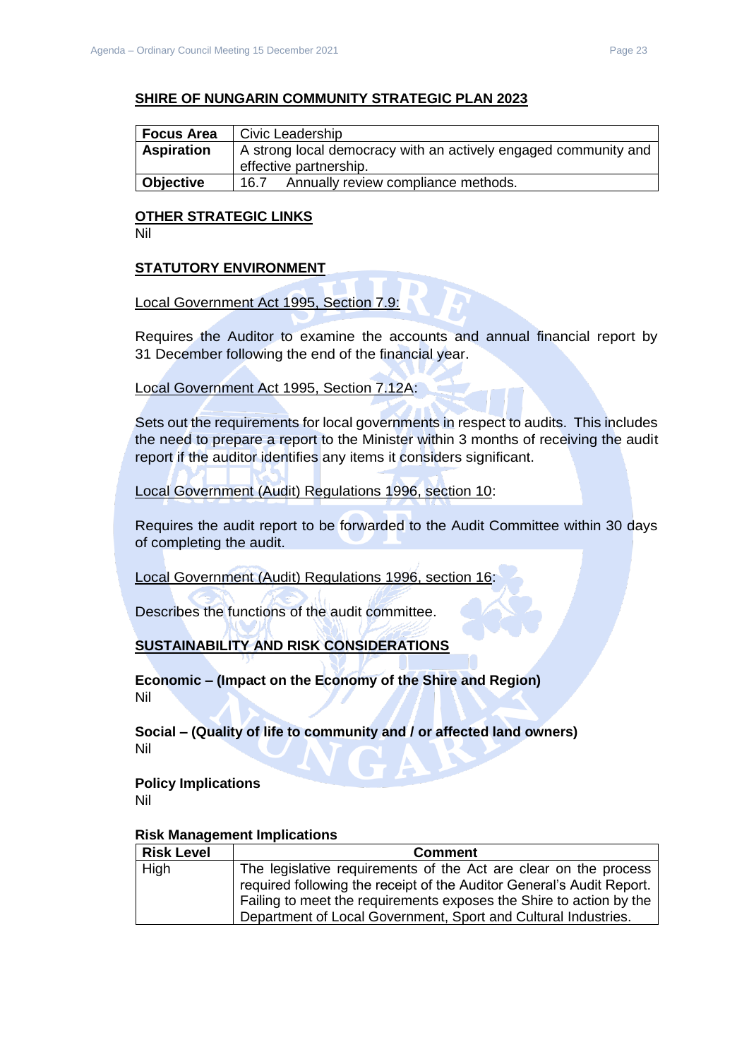## SHIRE OF NUNGARIN COMMUNITY STRATEGIC PLAN 2023

| **Focus Area** | Civic Leadership |
|---|---|
| **Aspiration** | A strong local democracy with an actively engaged community and effective partnership. |
| **Objective** | 16.7 Annually review compliance methods. |

## OTHER STRATEGIC LINKS

Nil

## STATUTORY ENVIRONMENT

Local Government Act 1995, Section 7.9:

Requires the Auditor to examine the accounts and annual financial report by 31 December following the end of the financial year.

Local Government Act 1995, Section 7.12A:

Sets out the requirements for local governments in respect to audits. This includes the need to prepare a report to the Minister within 3 months of receiving the audit report if the auditor identifies any items it considers significant.

Local Government (Audit) Regulations 1996, section 10:

Requires the audit report to be forwarded to the Audit Committee within 30 days of completing the audit.

Local Government (Audit) Regulations 1996, section 16:

Describes the functions of the audit committee.

## SUSTAINABILITY AND RISK CONSIDERATIONS

**Economic – (Impact on the Economy of the Shire and Region)**
Nil

**Social – (Quality of life to community and / or affected land owners)**
Nil

**Policy Implications**
Nil

**Risk Management Implications**

| Risk Level | Comment |
|---|---|
| High | The legislative requirements of the Act are clear on the process required following the receipt of the Auditor General's Audit Report. Failing to meet the requirements exposes the Shire to action by the Department of Local Government, Sport and Cultural Industries. |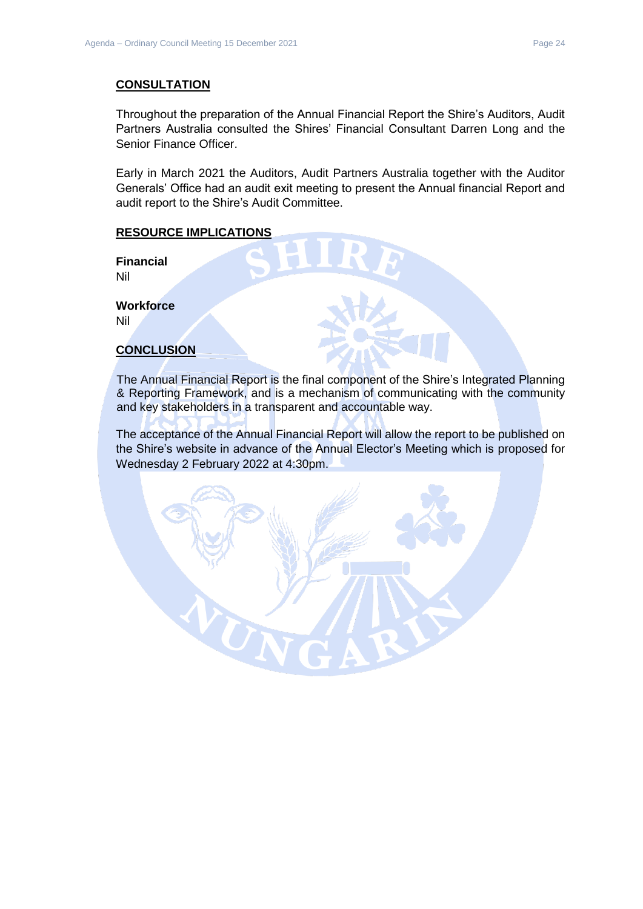## CONSULTATION

Throughout the preparation of the Annual Financial Report the Shire's Auditors, Audit Partners Australia consulted the Shires' Financial Consultant Darren Long and the Senior Finance Officer.

Early in March 2021 the Auditors, Audit Partners Australia together with the Auditor Generals' Office had an audit exit meeting to present the Annual financial Report and audit report to the Shire's Audit Committee.

## RESOURCE IMPLICATIONS

**Financial**
Nil

**Workforce**
Nil

## CONCLUSION

The Annual Financial Report is the final component of the Shire's Integrated Planning & Reporting Framework, and is a mechanism of communicating with the community and key stakeholders in a transparent and accountable way.

The acceptance of the Annual Financial Report will allow the report to be published on the Shire's website in advance of the Annual Elector's Meeting which is proposed for Wednesday 2 February 2022 at 4:30pm.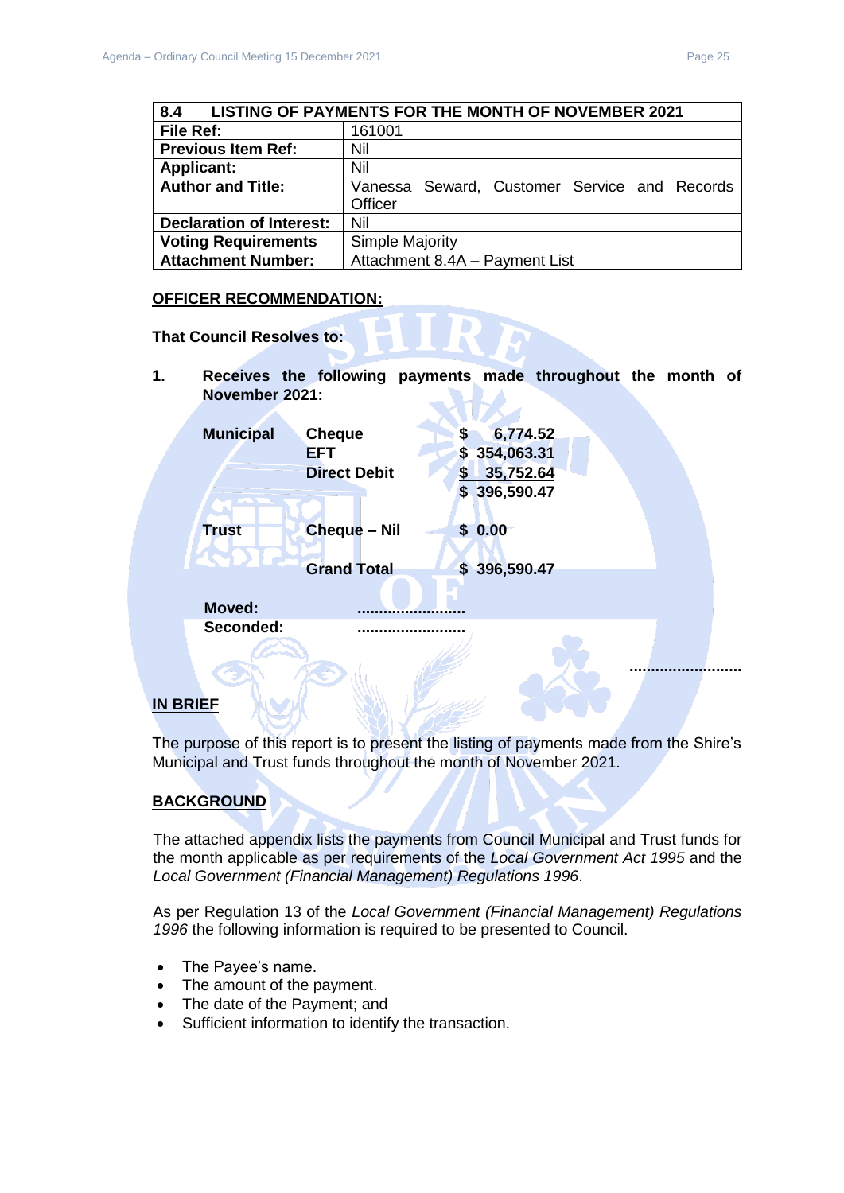| 8.4 LISTING OF PAYMENTS FOR THE MONTH OF NOVEMBER 2021 | |
|---|---|
| **File Ref:** | 161001 |
| **Previous Item Ref:** | Nil |
| **Applicant:** | Nil |
| **Author and Title:** | Vanessa Seward, Customer Service and Records Officer |
| **Declaration of Interest:** | Nil |
| **Voting Requirements** | Simple Majority |
| **Attachment Number:** | Attachment 8.4A – Payment List |

**OFFICER RECOMMENDATION:**

**That Council Resolves to:**

**1. Receives the following payments made throughout the month of November 2021:**

| | | |
|---|---|---|
| **Municipal** | **Cheque** | **$ 6,774.52** |
| | **EFT** | **$ 354,063.31** |
| | **Direct Debit** | **$ 35,752.64** |
| | | **$ 396,590.47** |
| **Trust** | **Cheque – Nil** | **$ 0.00** |
| | **Grand Total** | **$ 396,590.47** |

**Moved:** .........................
**Seconded:** .........................

.........................

**IN BRIEF**

The purpose of this report is to present the listing of payments made from the Shire's Municipal and Trust funds throughout the month of November 2021.

**BACKGROUND**

The attached appendix lists the payments from Council Municipal and Trust funds for the month applicable as per requirements of the *Local Government Act 1995* and the *Local Government (Financial Management) Regulations 1996*.

As per Regulation 13 of the *Local Government (Financial Management) Regulations 1996* the following information is required to be presented to Council.

- The Payee's name.
- The amount of the payment.
- The date of the Payment; and
- Sufficient information to identify the transaction.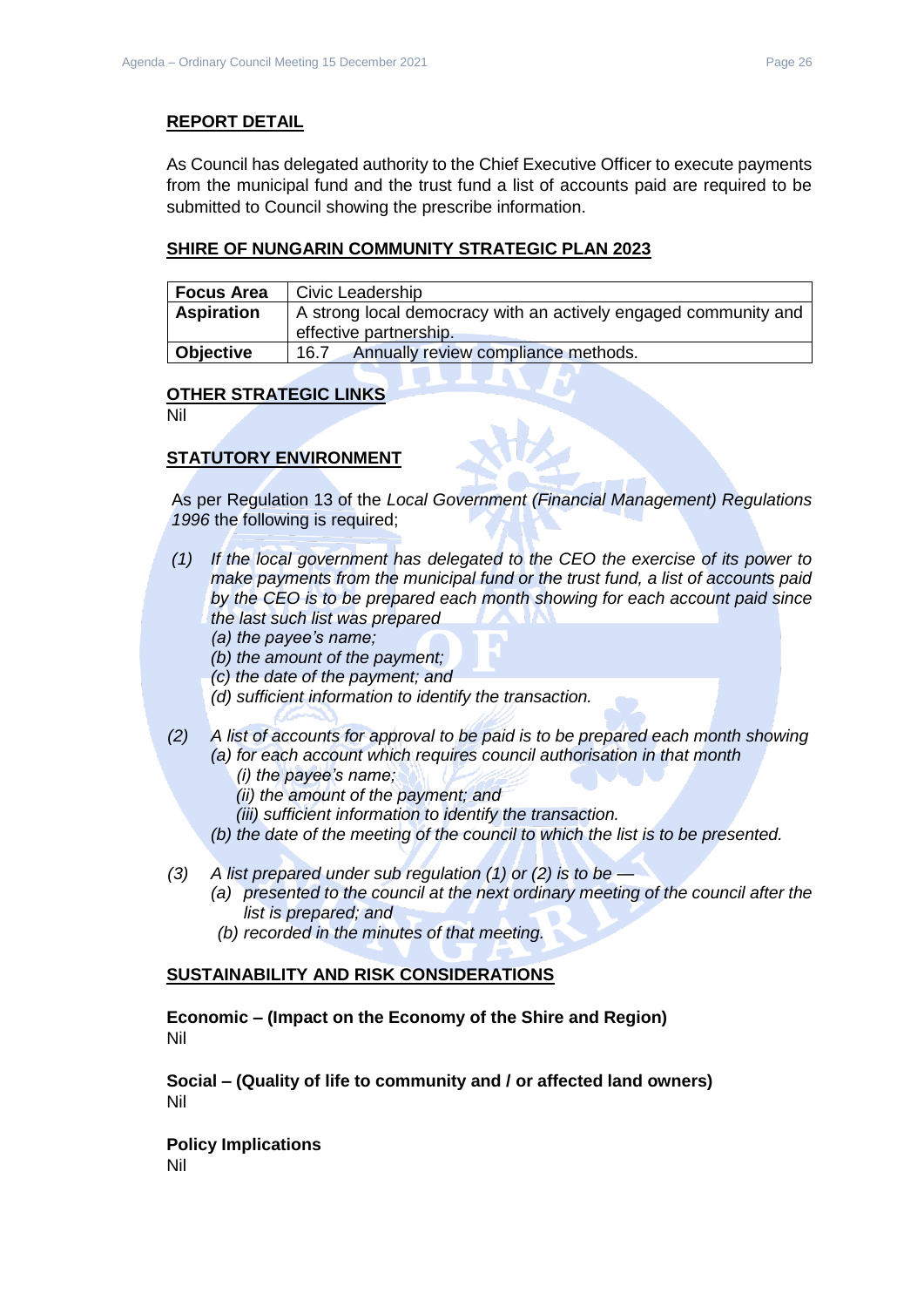## REPORT DETAIL

As Council has delegated authority to the Chief Executive Officer to execute payments from the municipal fund and the trust fund a list of accounts paid are required to be submitted to Council showing the prescribe information.

## SHIRE OF NUNGARIN COMMUNITY STRATEGIC PLAN 2023

| **Focus Area** | Civic Leadership |
|---|---|
| **Aspiration** | A strong local democracy with an actively engaged community and effective partnership. |
| **Objective** | 16.7 Annually review compliance methods. |

## OTHER STRATEGIC LINKS

Nil

## STATUTORY ENVIRONMENT

As per Regulation 13 of the *Local Government (Financial Management) Regulations 1996* the following is required;

*(1) If the local government has delegated to the CEO the exercise of its power to make payments from the municipal fund or the trust fund, a list of accounts paid by the CEO is to be prepared each month showing for each account paid since the last such list was prepared*

*(a) the payee's name;*

*(b) the amount of the payment;*

*(c) the date of the payment; and*

*(d) sufficient information to identify the transaction.*

*(2) A list of accounts for approval to be paid is to be prepared each month showing*

*(a) for each account which requires council authorisation in that month*

*(i) the payee's name;*

*(ii) the amount of the payment; and*

*(iii) sufficient information to identify the transaction.*

*(b) the date of the meeting of the council to which the list is to be presented.*

*(3) A list prepared under sub regulation (1) or (2) is to be —*

*(a) presented to the council at the next ordinary meeting of the council after the list is prepared; and*

*(b) recorded in the minutes of that meeting.*

## SUSTAINABILITY AND RISK CONSIDERATIONS

**Economic – (Impact on the Economy of the Shire and Region)**

Nil

**Social – (Quality of life to community and / or affected land owners)**

Nil

**Policy Implications**

Nil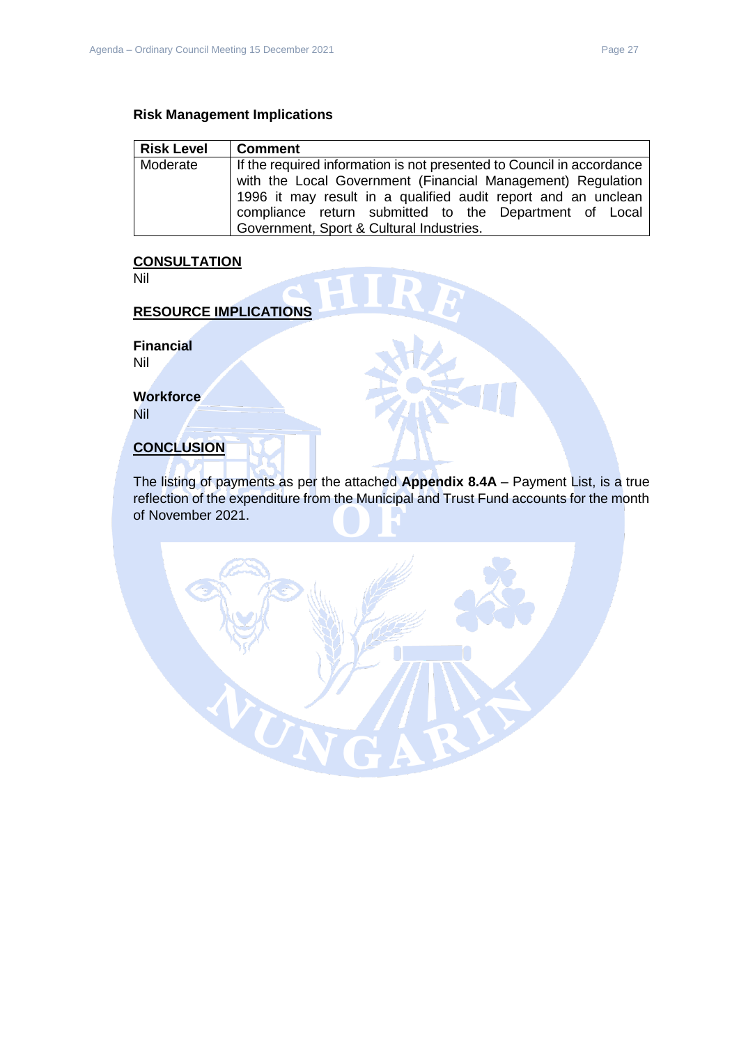### Risk Management Implications

| Risk Level | Comment |
|---|---|
| Moderate | If the required information is not presented to Council in accordance with the Local Government (Financial Management) Regulation 1996 it may result in a qualified audit report and an unclean compliance return submitted to the Department of Local Government, Sport & Cultural Industries. |

## CONSULTATION

Nil

## RESOURCE IMPLICATIONS

**Financial**

Nil

**Workforce**

Nil

## CONCLUSION

The listing of payments as per the attached **Appendix 8.4A** – Payment List, is a true reflection of the expenditure from the Municipal and Trust Fund accounts for the month of November 2021.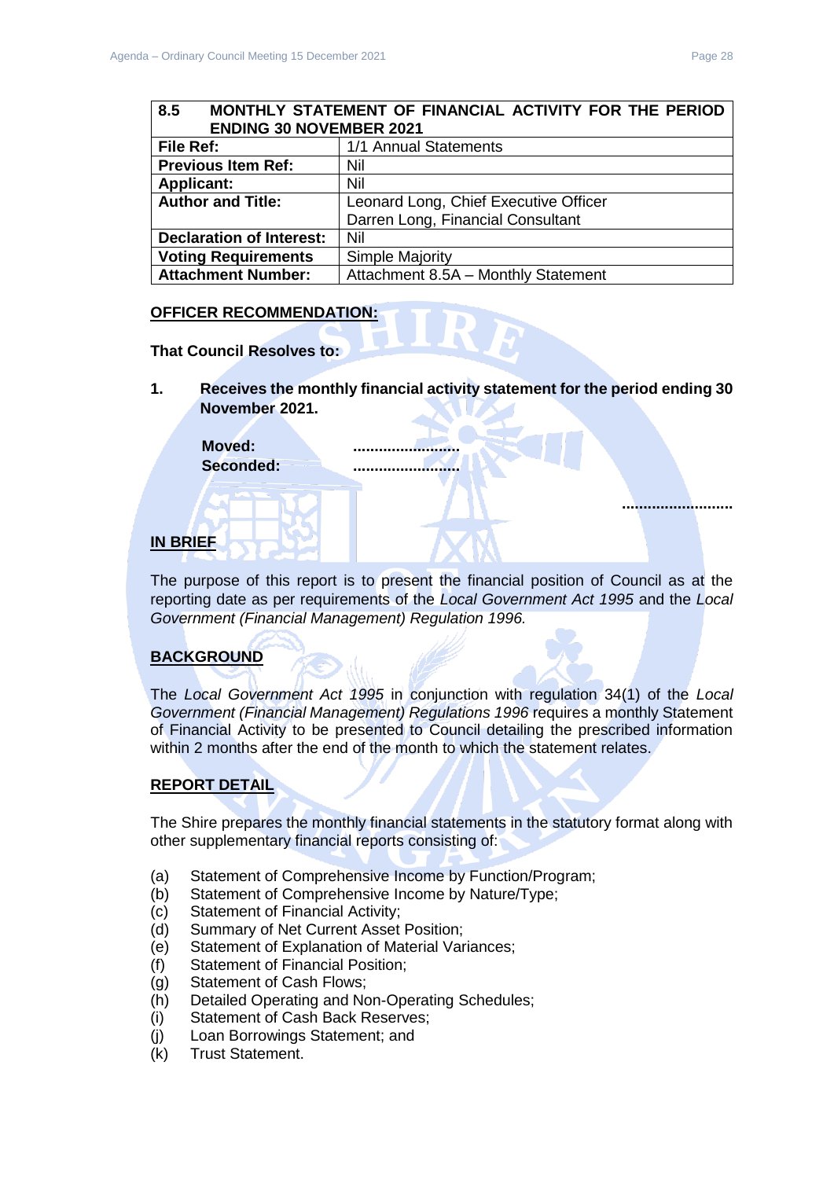| 8.5 MONTHLY STATEMENT OF FINANCIAL ACTIVITY FOR THE PERIOD ENDING 30 NOVEMBER 2021 | |
|---|---|
| **File Ref:** | 1/1 Annual Statements |
| **Previous Item Ref:** | Nil |
| **Applicant:** | Nil |
| **Author and Title:** | Leonard Long, Chief Executive Officer<br>Darren Long, Financial Consultant |
| **Declaration of Interest:** | Nil |
| **Voting Requirements** | Simple Majority |
| **Attachment Number:** | Attachment 8.5A – Monthly Statement |

**OFFICER RECOMMENDATION:**

**That Council Resolves to:**

**1. Receives the monthly financial activity statement for the period ending 30 November 2021.**

**Moved:** ........................
**Seconded:** ........................

........................

**IN BRIEF**

The purpose of this report is to present the financial position of Council as at the reporting date as per requirements of the *Local Government Act 1995* and the *Local Government (Financial Management) Regulation 1996.*

**BACKGROUND**

The *Local Government Act 1995* in conjunction with regulation 34(1) of the *Local Government (Financial Management) Regulations 1996* requires a monthly Statement of Financial Activity to be presented to Council detailing the prescribed information within 2 months after the end of the month to which the statement relates.

**REPORT DETAIL**

The Shire prepares the monthly financial statements in the statutory format along with other supplementary financial reports consisting of:

(a) Statement of Comprehensive Income by Function/Program;
(b) Statement of Comprehensive Income by Nature/Type;
(c) Statement of Financial Activity;
(d) Summary of Net Current Asset Position;
(e) Statement of Explanation of Material Variances;
(f) Statement of Financial Position;
(g) Statement of Cash Flows;
(h) Detailed Operating and Non-Operating Schedules;
(i) Statement of Cash Back Reserves;
(j) Loan Borrowings Statement; and
(k) Trust Statement.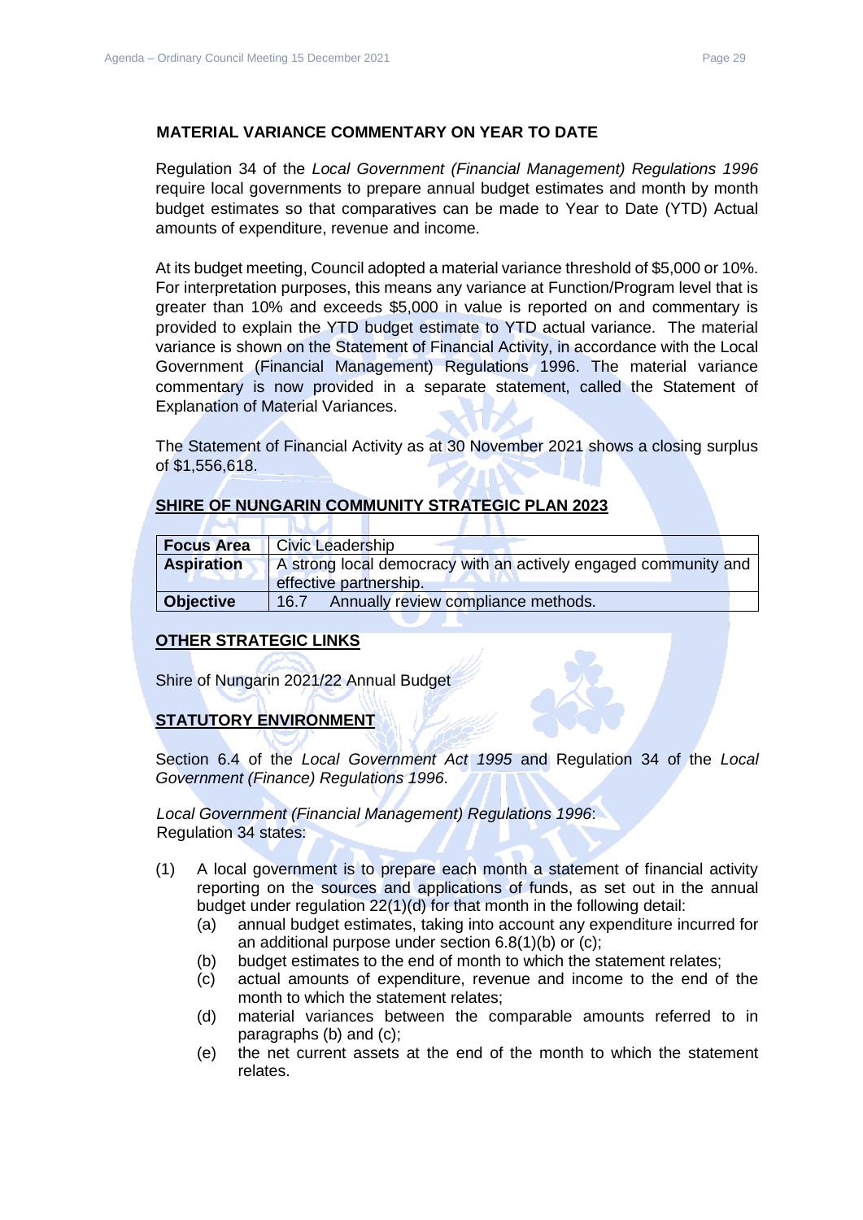**MATERIAL VARIANCE COMMENTARY ON YEAR TO DATE**

Regulation 34 of the *Local Government (Financial Management) Regulations 1996* require local governments to prepare annual budget estimates and month by month budget estimates so that comparatives can be made to Year to Date (YTD) Actual amounts of expenditure, revenue and income.

At its budget meeting, Council adopted a material variance threshold of $5,000 or 10%. For interpretation purposes, this means any variance at Function/Program level that is greater than 10% and exceeds $5,000 in value is reported on and commentary is provided to explain the YTD budget estimate to YTD actual variance. The material variance is shown on the Statement of Financial Activity, in accordance with the Local Government (Financial Management) Regulations 1996. The material variance commentary is now provided in a separate statement, called the Statement of Explanation of Material Variances.

The Statement of Financial Activity as at 30 November 2021 shows a closing surplus of $1,556,618.

## SHIRE OF NUNGARIN COMMUNITY STRATEGIC PLAN 2023

| **Focus Area** | Civic Leadership |
|---|---|
| **Aspiration** | A strong local democracy with an actively engaged community and effective partnership. |
| **Objective** | 16.7 Annually review compliance methods. |

## OTHER STRATEGIC LINKS

Shire of Nungarin 2021/22 Annual Budget

## STATUTORY ENVIRONMENT

Section 6.4 of the *Local Government Act 1995* and Regulation 34 of the *Local Government (Finance) Regulations 1996*.

*Local Government (Financial Management) Regulations 1996*:
Regulation 34 states:

(1) A local government is to prepare each month a statement of financial activity reporting on the sources and applications of funds, as set out in the annual budget under regulation 22(1)(d) for that month in the following detail:
   (a) annual budget estimates, taking into account any expenditure incurred for an additional purpose under section 6.8(1)(b) or (c);
   (b) budget estimates to the end of month to which the statement relates;
   (c) actual amounts of expenditure, revenue and income to the end of the month to which the statement relates;
   (d) material variances between the comparable amounts referred to in paragraphs (b) and (c);
   (e) the net current assets at the end of the month to which the statement relates.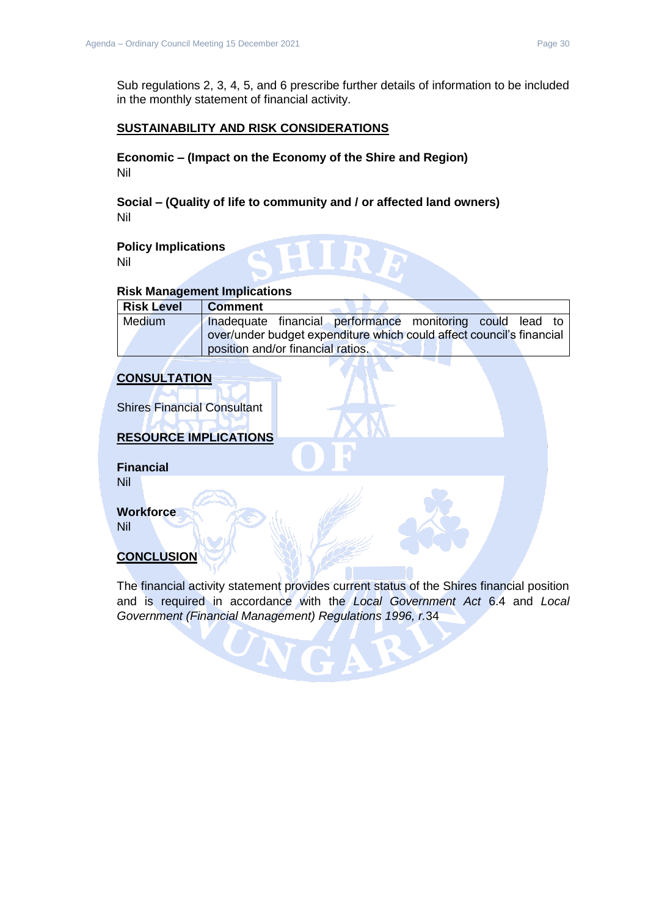Sub regulations 2, 3, 4, 5, and 6 prescribe further details of information to be included in the monthly statement of financial activity.

## SUSTAINABILITY AND RISK CONSIDERATIONS

**Economic – (Impact on the Economy of the Shire and Region)**
Nil

**Social – (Quality of life to community and / or affected land owners)**
Nil

**Policy Implications**
Nil

**Risk Management Implications**

| Risk Level | Comment |
|---|---|
| Medium | Inadequate financial performance monitoring could lead to over/under budget expenditure which could affect council's financial position and/or financial ratios. |

## CONSULTATION

Shires Financial Consultant

## RESOURCE IMPLICATIONS

**Financial**
Nil

**Workforce**
Nil

## CONCLUSION

The financial activity statement provides current status of the Shires financial position and is required in accordance with the *Local Government Act* 6.4 and *Local Government (Financial Management) Regulations 1996, r.*34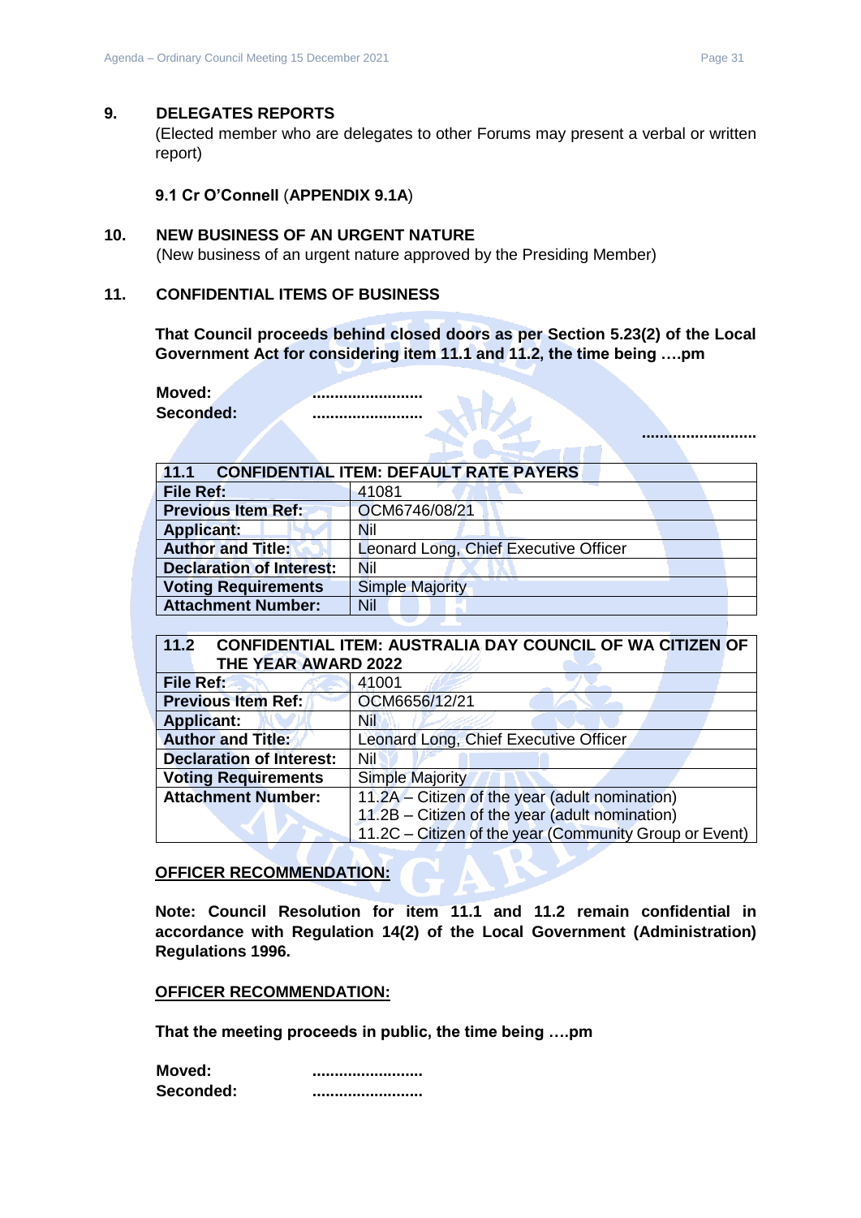## 9. DELEGATES REPORTS

(Elected member who are delegates to other Forums may present a verbal or written report)

**9.1 Cr O'Connell** (**APPENDIX 9.1A**)

## 10. NEW BUSINESS OF AN URGENT NATURE

(New business of an urgent nature approved by the Presiding Member)

## 11. CONFIDENTIAL ITEMS OF BUSINESS

**That Council proceeds behind closed doors as per Section 5.23(2) of the Local Government Act for considering item 11.1 and 11.2, the time being ….pm**

**Moved:** ……………………
**Seconded:** ……………………

……………………

| **11.1 CONFIDENTIAL ITEM: DEFAULT RATE PAYERS** | |
|---|---|
| **File Ref:** | 41081 |
| **Previous Item Ref:** | OCM6746/08/21 |
| **Applicant:** | Nil |
| **Author and Title:** | Leonard Long, Chief Executive Officer |
| **Declaration of Interest:** | Nil |
| **Voting Requirements** | Simple Majority |
| **Attachment Number:** | Nil |

| **11.2 CONFIDENTIAL ITEM: AUSTRALIA DAY COUNCIL OF WA CITIZEN OF THE YEAR AWARD 2022** | |
|---|---|
| **File Ref:** | 41001 |
| **Previous Item Ref:** | OCM6656/12/21 |
| **Applicant:** | Nil |
| **Author and Title:** | Leonard Long, Chief Executive Officer |
| **Declaration of Interest:** | Nil |
| **Voting Requirements** | Simple Majority |
| **Attachment Number:** | 11.2A – Citizen of the year (adult nomination)<br>11.2B – Citizen of the year (adult nomination)<br>11.2C – Citizen of the year (Community Group or Event) |

**<u>OFFICER RECOMMENDATION:</u>**

**Note: Council Resolution for item 11.1 and 11.2 remain confidential in accordance with Regulation 14(2) of the Local Government (Administration) Regulations 1996.**

**<u>OFFICER RECOMMENDATION:</u>**

**That the meeting proceeds in public, the time being ….pm**

**Moved:** ……………………
**Seconded:** ……………………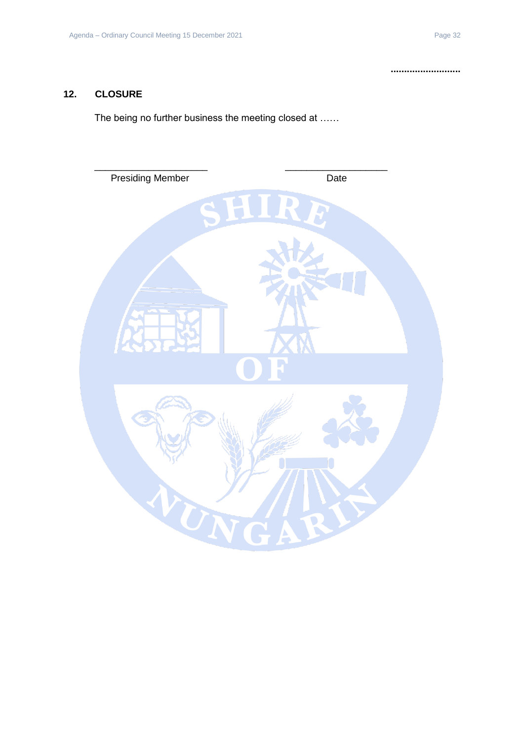……………………..

## 12. CLOSURE

The being no further business the meeting closed at ……

\_\_\_\_\_\_\_\_\_\_\_\_\_\_\_\_\_\_\_\_\_\_ \_\_\_\_\_\_\_\_\_\_\_\_\_\_\_\_\_\_\_\_

Presiding Member Date